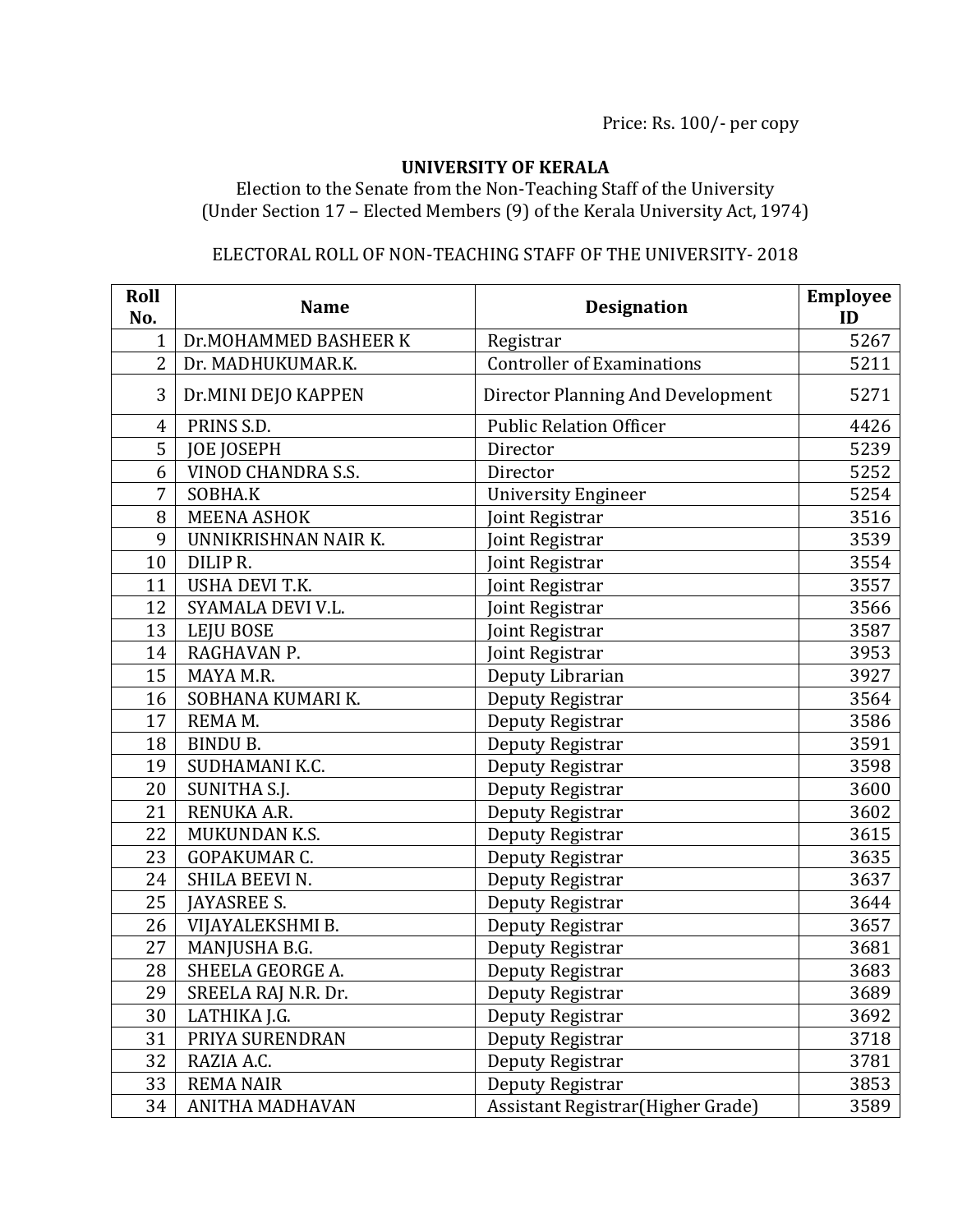Price: Rs. 100/- per copy

# UNIVERSITY OF KERALA

Election to the Senate from the Non-Teaching Staff of the University
(Under Section 17 – Elected Members (9) of the Kerala University Act, 1974)

ELECTORAL ROLL OF NON-TEACHING STAFF OF THE UNIVERSITY- 2018

| Roll No. | Name | Designation | Employee ID |
|---|---|---|---|
| 1 | Dr.MOHAMMED BASHEER K | Registrar | 5267 |
| 2 | Dr. MADHUKUMAR.K. | Controller of Examinations | 5211 |
| 3 | Dr.MINI DEJO KAPPEN | Director Planning And Development | 5271 |
| 4 | PRINS S.D. | Public Relation Officer | 4426 |
| 5 | JOE JOSEPH | Director | 5239 |
| 6 | VINOD CHANDRA S.S. | Director | 5252 |
| 7 | SOBHA.K | University Engineer | 5254 |
| 8 | MEENA ASHOK | Joint Registrar | 3516 |
| 9 | UNNIKRISHNAN NAIR K. | Joint Registrar | 3539 |
| 10 | DILIP R. | Joint Registrar | 3554 |
| 11 | USHA DEVI T.K. | Joint Registrar | 3557 |
| 12 | SYAMALA DEVI V.L. | Joint Registrar | 3566 |
| 13 | LEJU BOSE | Joint Registrar | 3587 |
| 14 | RAGHAVAN P. | Joint Registrar | 3953 |
| 15 | MAYA M.R. | Deputy Librarian | 3927 |
| 16 | SOBHANA KUMARI K. | Deputy Registrar | 3564 |
| 17 | REMA M. | Deputy Registrar | 3586 |
| 18 | BINDU B. | Deputy Registrar | 3591 |
| 19 | SUDHAMANI K.C. | Deputy Registrar | 3598 |
| 20 | SUNITHA S.J. | Deputy Registrar | 3600 |
| 21 | RENUKA A.R. | Deputy Registrar | 3602 |
| 22 | MUKUNDAN K.S. | Deputy Registrar | 3615 |
| 23 | GOPAKUMAR C. | Deputy Registrar | 3635 |
| 24 | SHILA BEEVI N. | Deputy Registrar | 3637 |
| 25 | JAYASREE S. | Deputy Registrar | 3644 |
| 26 | VIJAYALEKSHMI B. | Deputy Registrar | 3657 |
| 27 | MANJUSHA B.G. | Deputy Registrar | 3681 |
| 28 | SHEELA GEORGE A. | Deputy Registrar | 3683 |
| 29 | SREELA RAJ N.R. Dr. | Deputy Registrar | 3689 |
| 30 | LATHIKA J.G. | Deputy Registrar | 3692 |
| 31 | PRIYA SURENDRAN | Deputy Registrar | 3718 |
| 32 | RAZIA A.C. | Deputy Registrar | 3781 |
| 33 | REMA NAIR | Deputy Registrar | 3853 |
| 34 | ANITHA MADHAVAN | Assistant Registrar(Higher Grade) | 3589 |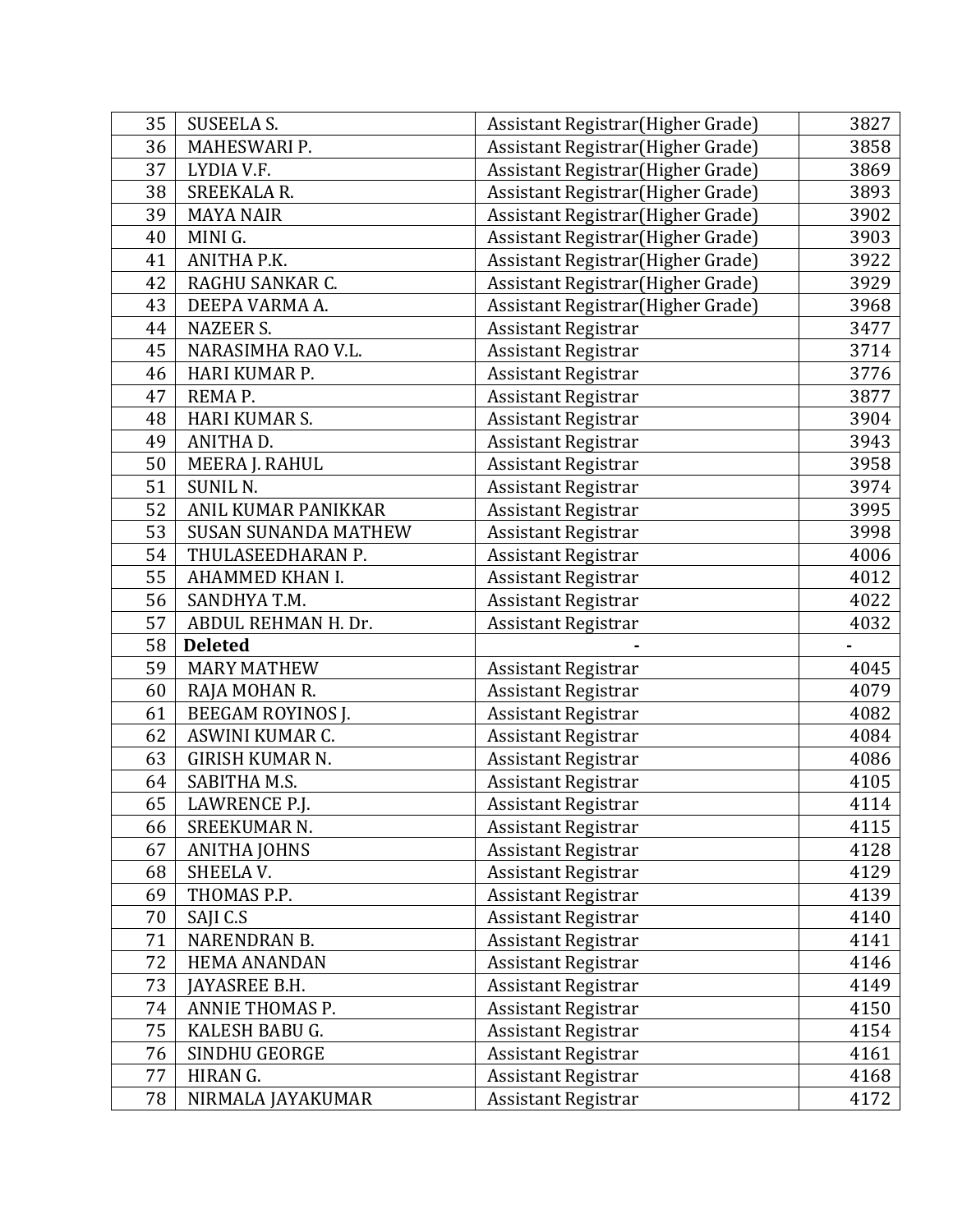| 35 | SUSEELA S. | Assistant Registrar(Higher Grade) | 3827 |
|---|---|---|---|
| 36 | MAHESWARI P. | Assistant Registrar(Higher Grade) | 3858 |
| 37 | LYDIA V.F. | Assistant Registrar(Higher Grade) | 3869 |
| 38 | SREEKALA R. | Assistant Registrar(Higher Grade) | 3893 |
| 39 | MAYA NAIR | Assistant Registrar(Higher Grade) | 3902 |
| 40 | MINI G. | Assistant Registrar(Higher Grade) | 3903 |
| 41 | ANITHA P.K. | Assistant Registrar(Higher Grade) | 3922 |
| 42 | RAGHU SANKAR C. | Assistant Registrar(Higher Grade) | 3929 |
| 43 | DEEPA VARMA A. | Assistant Registrar(Higher Grade) | 3968 |
| 44 | NAZEER S. | Assistant Registrar | 3477 |
| 45 | NARASIMHA RAO V.L. | Assistant Registrar | 3714 |
| 46 | HARI KUMAR P. | Assistant Registrar | 3776 |
| 47 | REMA P. | Assistant Registrar | 3877 |
| 48 | HARI KUMAR S. | Assistant Registrar | 3904 |
| 49 | ANITHA D. | Assistant Registrar | 3943 |
| 50 | MEERA J. RAHUL | Assistant Registrar | 3958 |
| 51 | SUNIL N. | Assistant Registrar | 3974 |
| 52 | ANIL KUMAR PANIKKAR | Assistant Registrar | 3995 |
| 53 | SUSAN SUNANDA MATHEW | Assistant Registrar | 3998 |
| 54 | THULASEEDHARAN P. | Assistant Registrar | 4006 |
| 55 | AHAMMED KHAN I. | Assistant Registrar | 4012 |
| 56 | SANDHYA T.M. | Assistant Registrar | 4022 |
| 57 | ABDUL REHMAN H. Dr. | Assistant Registrar | 4032 |
| 58 | **Deleted** | - | - |
| 59 | MARY MATHEW | Assistant Registrar | 4045 |
| 60 | RAJA MOHAN R. | Assistant Registrar | 4079 |
| 61 | BEEGAM ROYINOS J. | Assistant Registrar | 4082 |
| 62 | ASWINI KUMAR C. | Assistant Registrar | 4084 |
| 63 | GIRISH KUMAR N. | Assistant Registrar | 4086 |
| 64 | SABITHA M.S. | Assistant Registrar | 4105 |
| 65 | LAWRENCE P.J. | Assistant Registrar | 4114 |
| 66 | SREEKUMAR N. | Assistant Registrar | 4115 |
| 67 | ANITHA JOHNS | Assistant Registrar | 4128 |
| 68 | SHEELA V. | Assistant Registrar | 4129 |
| 69 | THOMAS P.P. | Assistant Registrar | 4139 |
| 70 | SAJI C.S | Assistant Registrar | 4140 |
| 71 | NARENDRAN B. | Assistant Registrar | 4141 |
| 72 | HEMA ANANDAN | Assistant Registrar | 4146 |
| 73 | JAYASREE B.H. | Assistant Registrar | 4149 |
| 74 | ANNIE THOMAS P. | Assistant Registrar | 4150 |
| 75 | KALESH BABU G. | Assistant Registrar | 4154 |
| 76 | SINDHU GEORGE | Assistant Registrar | 4161 |
| 77 | HIRAN G. | Assistant Registrar | 4168 |
| 78 | NIRMALA JAYAKUMAR | Assistant Registrar | 4172 |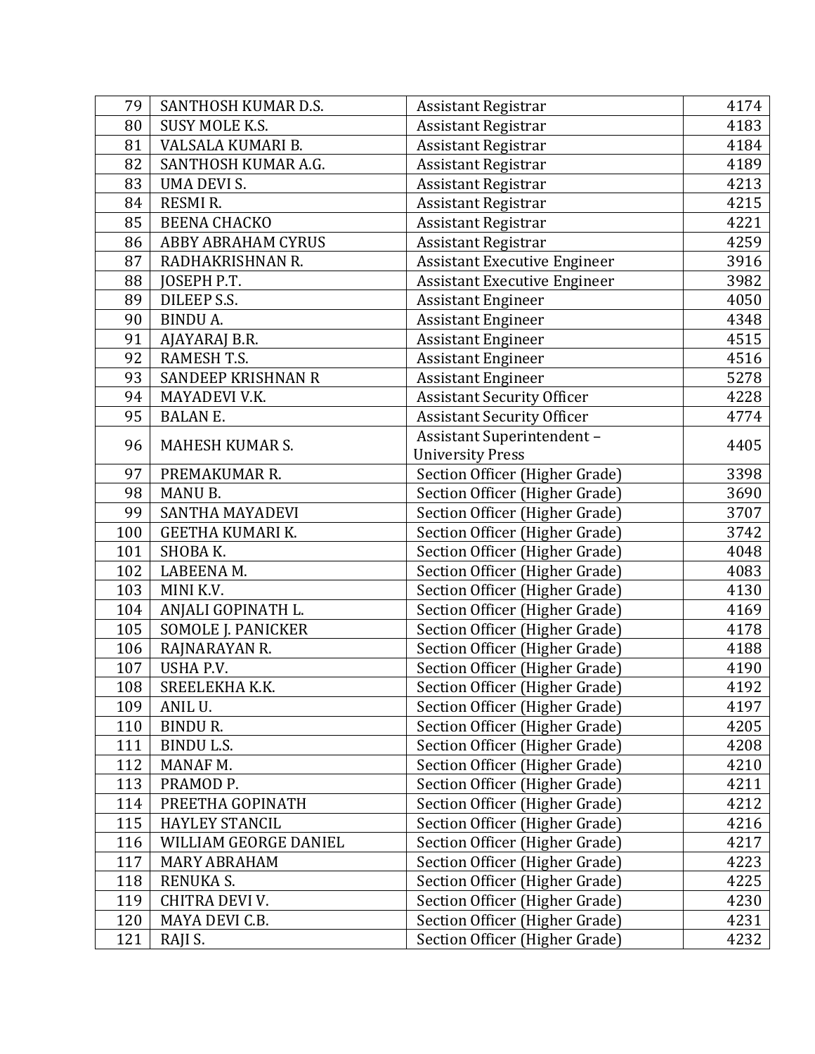| | | | |
|---|---|---|---|
| 79 | SANTHOSH KUMAR D.S. | Assistant Registrar | 4174 |
| 80 | SUSY MOLE K.S. | Assistant Registrar | 4183 |
| 81 | VALSALA KUMARI B. | Assistant Registrar | 4184 |
| 82 | SANTHOSH KUMAR A.G. | Assistant Registrar | 4189 |
| 83 | UMA DEVI S. | Assistant Registrar | 4213 |
| 84 | RESMI R. | Assistant Registrar | 4215 |
| 85 | BEENA CHACKO | Assistant Registrar | 4221 |
| 86 | ABBY ABRAHAM CYRUS | Assistant Registrar | 4259 |
| 87 | RADHAKRISHNAN R. | Assistant Executive Engineer | 3916 |
| 88 | JOSEPH P.T. | Assistant Executive Engineer | 3982 |
| 89 | DILEEP S.S. | Assistant Engineer | 4050 |
| 90 | BINDU A. | Assistant Engineer | 4348 |
| 91 | AJAYARAJ B.R. | Assistant Engineer | 4515 |
| 92 | RAMESH T.S. | Assistant Engineer | 4516 |
| 93 | SANDEEP KRISHNAN R | Assistant Engineer | 5278 |
| 94 | MAYADEVI V.K. | Assistant Security Officer | 4228 |
| 95 | BALAN E. | Assistant Security Officer | 4774 |
| 96 | MAHESH KUMAR S. | Assistant Superintendent – University Press | 4405 |
| 97 | PREMAKUMAR R. | Section Officer (Higher Grade) | 3398 |
| 98 | MANU B. | Section Officer (Higher Grade) | 3690 |
| 99 | SANTHA MAYADEVI | Section Officer (Higher Grade) | 3707 |
| 100 | GEETHA KUMARI K. | Section Officer (Higher Grade) | 3742 |
| 101 | SHOBA K. | Section Officer (Higher Grade) | 4048 |
| 102 | LABEENA M. | Section Officer (Higher Grade) | 4083 |
| 103 | MINI K.V. | Section Officer (Higher Grade) | 4130 |
| 104 | ANJALI GOPINATH L. | Section Officer (Higher Grade) | 4169 |
| 105 | SOMOLE J. PANICKER | Section Officer (Higher Grade) | 4178 |
| 106 | RAJNARAYAN R. | Section Officer (Higher Grade) | 4188 |
| 107 | USHA P.V. | Section Officer (Higher Grade) | 4190 |
| 108 | SREELEKHA K.K. | Section Officer (Higher Grade) | 4192 |
| 109 | ANIL U. | Section Officer (Higher Grade) | 4197 |
| 110 | BINDU R. | Section Officer (Higher Grade) | 4205 |
| 111 | BINDU L.S. | Section Officer (Higher Grade) | 4208 |
| 112 | MANAF M. | Section Officer (Higher Grade) | 4210 |
| 113 | PRAMOD P. | Section Officer (Higher Grade) | 4211 |
| 114 | PREETHA GOPINATH | Section Officer (Higher Grade) | 4212 |
| 115 | HAYLEY STANCIL | Section Officer (Higher Grade) | 4216 |
| 116 | WILLIAM GEORGE DANIEL | Section Officer (Higher Grade) | 4217 |
| 117 | MARY ABRAHAM | Section Officer (Higher Grade) | 4223 |
| 118 | RENUKA S. | Section Officer (Higher Grade) | 4225 |
| 119 | CHITRA DEVI V. | Section Officer (Higher Grade) | 4230 |
| 120 | MAYA DEVI C.B. | Section Officer (Higher Grade) | 4231 |
| 121 | RAJI S. | Section Officer (Higher Grade) | 4232 |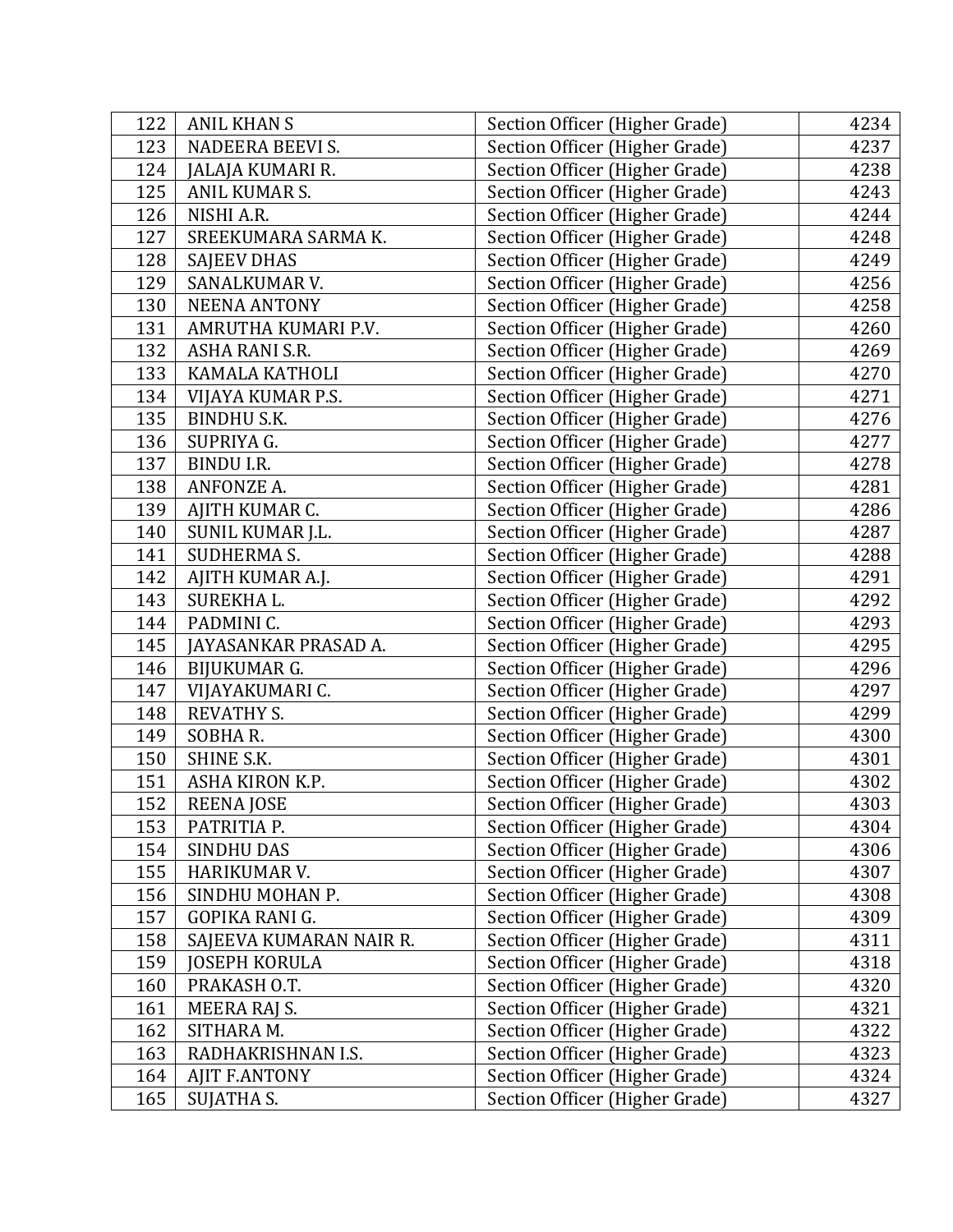| 122 | ANIL KHAN S | Section Officer (Higher Grade) | 4234 |
|---|---|---|---|
| 123 | NADEERA BEEVI S. | Section Officer (Higher Grade) | 4237 |
| 124 | JALAJA KUMARI R. | Section Officer (Higher Grade) | 4238 |
| 125 | ANIL KUMAR S. | Section Officer (Higher Grade) | 4243 |
| 126 | NISHI A.R. | Section Officer (Higher Grade) | 4244 |
| 127 | SREEKUMARA SARMA K. | Section Officer (Higher Grade) | 4248 |
| 128 | SAJEEV DHAS | Section Officer (Higher Grade) | 4249 |
| 129 | SANALKUMAR V. | Section Officer (Higher Grade) | 4256 |
| 130 | NEENA ANTONY | Section Officer (Higher Grade) | 4258 |
| 131 | AMRUTHA KUMARI P.V. | Section Officer (Higher Grade) | 4260 |
| 132 | ASHA RANI S.R. | Section Officer (Higher Grade) | 4269 |
| 133 | KAMALA KATHOLI | Section Officer (Higher Grade) | 4270 |
| 134 | VIJAYA KUMAR P.S. | Section Officer (Higher Grade) | 4271 |
| 135 | BINDHU S.K. | Section Officer (Higher Grade) | 4276 |
| 136 | SUPRIYA G. | Section Officer (Higher Grade) | 4277 |
| 137 | BINDU I.R. | Section Officer (Higher Grade) | 4278 |
| 138 | ANFONZE A. | Section Officer (Higher Grade) | 4281 |
| 139 | AJITH KUMAR C. | Section Officer (Higher Grade) | 4286 |
| 140 | SUNIL KUMAR J.L. | Section Officer (Higher Grade) | 4287 |
| 141 | SUDHERMA S. | Section Officer (Higher Grade) | 4288 |
| 142 | AJITH KUMAR A.J. | Section Officer (Higher Grade) | 4291 |
| 143 | SUREKHA L. | Section Officer (Higher Grade) | 4292 |
| 144 | PADMINI C. | Section Officer (Higher Grade) | 4293 |
| 145 | JAYASANKAR PRASAD A. | Section Officer (Higher Grade) | 4295 |
| 146 | BIJUKUMAR G. | Section Officer (Higher Grade) | 4296 |
| 147 | VIJAYAKUMARI C. | Section Officer (Higher Grade) | 4297 |
| 148 | REVATHY S. | Section Officer (Higher Grade) | 4299 |
| 149 | SOBHA R. | Section Officer (Higher Grade) | 4300 |
| 150 | SHINE S.K. | Section Officer (Higher Grade) | 4301 |
| 151 | ASHA KIRON K.P. | Section Officer (Higher Grade) | 4302 |
| 152 | REENA JOSE | Section Officer (Higher Grade) | 4303 |
| 153 | PATRITIA P. | Section Officer (Higher Grade) | 4304 |
| 154 | SINDHU DAS | Section Officer (Higher Grade) | 4306 |
| 155 | HARIKUMAR V. | Section Officer (Higher Grade) | 4307 |
| 156 | SINDHU MOHAN P. | Section Officer (Higher Grade) | 4308 |
| 157 | GOPIKA RANI G. | Section Officer (Higher Grade) | 4309 |
| 158 | SAJEEVA KUMARAN NAIR R. | Section Officer (Higher Grade) | 4311 |
| 159 | JOSEPH KORULA | Section Officer (Higher Grade) | 4318 |
| 160 | PRAKASH O.T. | Section Officer (Higher Grade) | 4320 |
| 161 | MEERA RAJ S. | Section Officer (Higher Grade) | 4321 |
| 162 | SITHARA M. | Section Officer (Higher Grade) | 4322 |
| 163 | RADHAKRISHNAN I.S. | Section Officer (Higher Grade) | 4323 |
| 164 | AJIT F.ANTONY | Section Officer (Higher Grade) | 4324 |
| 165 | SUJATHA S. | Section Officer (Higher Grade) | 4327 |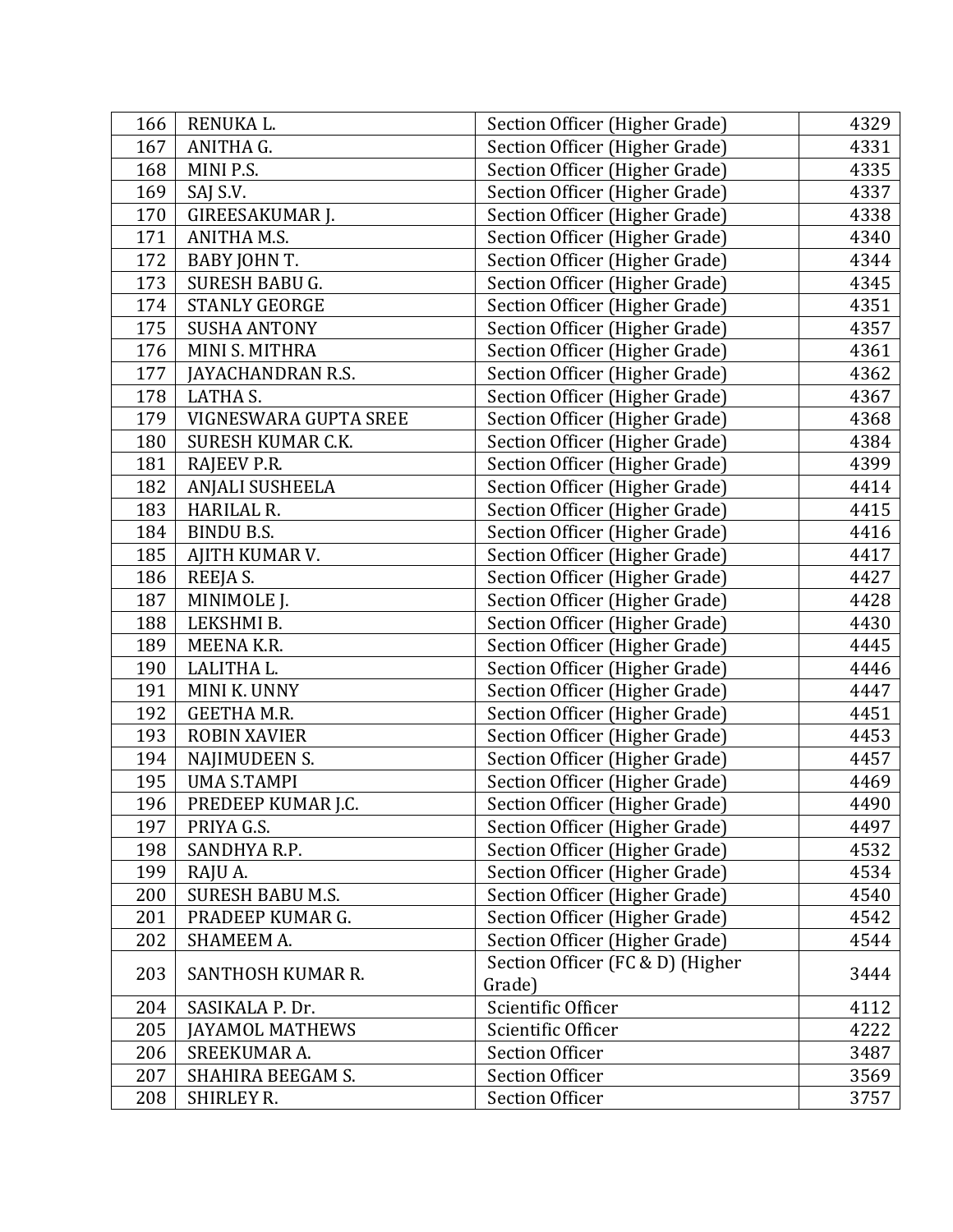| | | | |
|---|---|---|---|
| 166 | RENUKA L. | Section Officer (Higher Grade) | 4329 |
| 167 | ANITHA G. | Section Officer (Higher Grade) | 4331 |
| 168 | MINI P.S. | Section Officer (Higher Grade) | 4335 |
| 169 | SAJ S.V. | Section Officer (Higher Grade) | 4337 |
| 170 | GIREESAKUMAR J. | Section Officer (Higher Grade) | 4338 |
| 171 | ANITHA M.S. | Section Officer (Higher Grade) | 4340 |
| 172 | BABY JOHN T. | Section Officer (Higher Grade) | 4344 |
| 173 | SURESH BABU G. | Section Officer (Higher Grade) | 4345 |
| 174 | STANLY GEORGE | Section Officer (Higher Grade) | 4351 |
| 175 | SUSHA ANTONY | Section Officer (Higher Grade) | 4357 |
| 176 | MINI S. MITHRA | Section Officer (Higher Grade) | 4361 |
| 177 | JAYACHANDRAN R.S. | Section Officer (Higher Grade) | 4362 |
| 178 | LATHA S. | Section Officer (Higher Grade) | 4367 |
| 179 | VIGNESWARA GUPTA SREE | Section Officer (Higher Grade) | 4368 |
| 180 | SURESH KUMAR C.K. | Section Officer (Higher Grade) | 4384 |
| 181 | RAJEEV P.R. | Section Officer (Higher Grade) | 4399 |
| 182 | ANJALI SUSHEELA | Section Officer (Higher Grade) | 4414 |
| 183 | HARILAL R. | Section Officer (Higher Grade) | 4415 |
| 184 | BINDU B.S. | Section Officer (Higher Grade) | 4416 |
| 185 | AJITH KUMAR V. | Section Officer (Higher Grade) | 4417 |
| 186 | REEJA S. | Section Officer (Higher Grade) | 4427 |
| 187 | MINIMOLE J. | Section Officer (Higher Grade) | 4428 |
| 188 | LEKSHMI B. | Section Officer (Higher Grade) | 4430 |
| 189 | MEENA K.R. | Section Officer (Higher Grade) | 4445 |
| 190 | LALITHA L. | Section Officer (Higher Grade) | 4446 |
| 191 | MINI K. UNNY | Section Officer (Higher Grade) | 4447 |
| 192 | GEETHA M.R. | Section Officer (Higher Grade) | 4451 |
| 193 | ROBIN XAVIER | Section Officer (Higher Grade) | 4453 |
| 194 | NAJIMUDEEN S. | Section Officer (Higher Grade) | 4457 |
| 195 | UMA S.TAMPI | Section Officer (Higher Grade) | 4469 |
| 196 | PREDEEP KUMAR J.C. | Section Officer (Higher Grade) | 4490 |
| 197 | PRIYA G.S. | Section Officer (Higher Grade) | 4497 |
| 198 | SANDHYA R.P. | Section Officer (Higher Grade) | 4532 |
| 199 | RAJU A. | Section Officer (Higher Grade) | 4534 |
| 200 | SURESH BABU M.S. | Section Officer (Higher Grade) | 4540 |
| 201 | PRADEEP KUMAR G. | Section Officer (Higher Grade) | 4542 |
| 202 | SHAMEEM A. | Section Officer (Higher Grade) | 4544 |
| 203 | SANTHOSH KUMAR R. | Section Officer (FC & D) (Higher Grade) | 3444 |
| 204 | SASIKALA P. Dr. | Scientific Officer | 4112 |
| 205 | JAYAMOL MATHEWS | Scientific Officer | 4222 |
| 206 | SREEKUMAR A. | Section Officer | 3487 |
| 207 | SHAHIRA BEEGAM S. | Section Officer | 3569 |
| 208 | SHIRLEY R. | Section Officer | 3757 |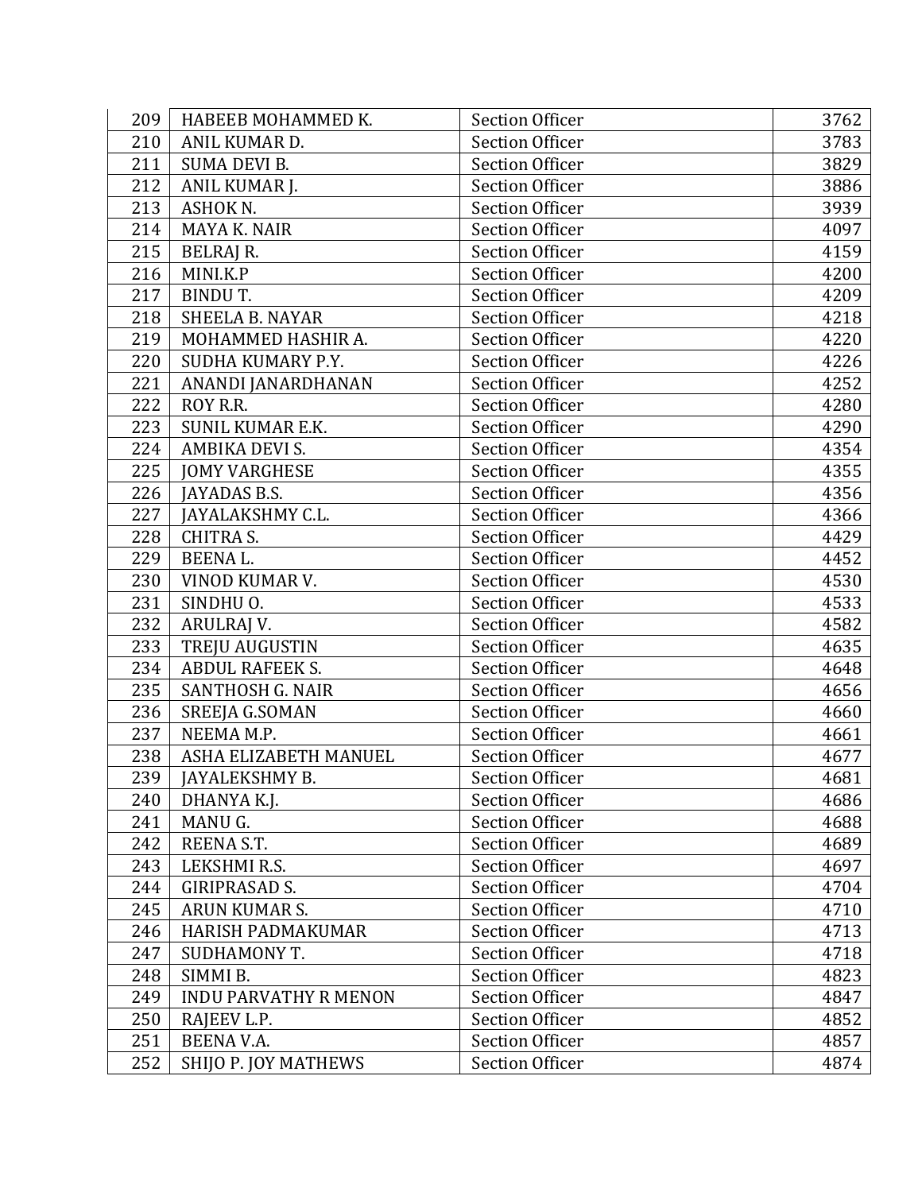| 209 | HABEEB MOHAMMED K. | Section Officer | 3762 |
|---|---|---|---|
| 210 | ANIL KUMAR D. | Section Officer | 3783 |
| 211 | SUMA DEVI B. | Section Officer | 3829 |
| 212 | ANIL KUMAR J. | Section Officer | 3886 |
| 213 | ASHOK N. | Section Officer | 3939 |
| 214 | MAYA K. NAIR | Section Officer | 4097 |
| 215 | BELRAJ R. | Section Officer | 4159 |
| 216 | MINI.K.P | Section Officer | 4200 |
| 217 | BINDU T. | Section Officer | 4209 |
| 218 | SHEELA B. NAYAR | Section Officer | 4218 |
| 219 | MOHAMMED HASHIR A. | Section Officer | 4220 |
| 220 | SUDHA KUMARY P.Y. | Section Officer | 4226 |
| 221 | ANANDI JANARDHANAN | Section Officer | 4252 |
| 222 | ROY R.R. | Section Officer | 4280 |
| 223 | SUNIL KUMAR E.K. | Section Officer | 4290 |
| 224 | AMBIKA DEVI S. | Section Officer | 4354 |
| 225 | JOMY VARGHESE | Section Officer | 4355 |
| 226 | JAYADAS B.S. | Section Officer | 4356 |
| 227 | JAYALAKSHMY C.L. | Section Officer | 4366 |
| 228 | CHITRA S. | Section Officer | 4429 |
| 229 | BEENA L. | Section Officer | 4452 |
| 230 | VINOD KUMAR V. | Section Officer | 4530 |
| 231 | SINDHU O. | Section Officer | 4533 |
| 232 | ARULRAJ V. | Section Officer | 4582 |
| 233 | TREJU AUGUSTIN | Section Officer | 4635 |
| 234 | ABDUL RAFEEK S. | Section Officer | 4648 |
| 235 | SANTHOSH G. NAIR | Section Officer | 4656 |
| 236 | SREEJA G.SOMAN | Section Officer | 4660 |
| 237 | NEEMA M.P. | Section Officer | 4661 |
| 238 | ASHA ELIZABETH MANUEL | Section Officer | 4677 |
| 239 | JAYALEKSHMY B. | Section Officer | 4681 |
| 240 | DHANYA K.J. | Section Officer | 4686 |
| 241 | MANU G. | Section Officer | 4688 |
| 242 | REENA S.T. | Section Officer | 4689 |
| 243 | LEKSHMI R.S. | Section Officer | 4697 |
| 244 | GIRIPRASAD S. | Section Officer | 4704 |
| 245 | ARUN KUMAR S. | Section Officer | 4710 |
| 246 | HARISH PADMAKUMAR | Section Officer | 4713 |
| 247 | SUDHAMONY T. | Section Officer | 4718 |
| 248 | SIMMI B. | Section Officer | 4823 |
| 249 | INDU PARVATHY R MENON | Section Officer | 4847 |
| 250 | RAJEEV L.P. | Section Officer | 4852 |
| 251 | BEENA V.A. | Section Officer | 4857 |
| 252 | SHIJO P. JOY MATHEWS | Section Officer | 4874 |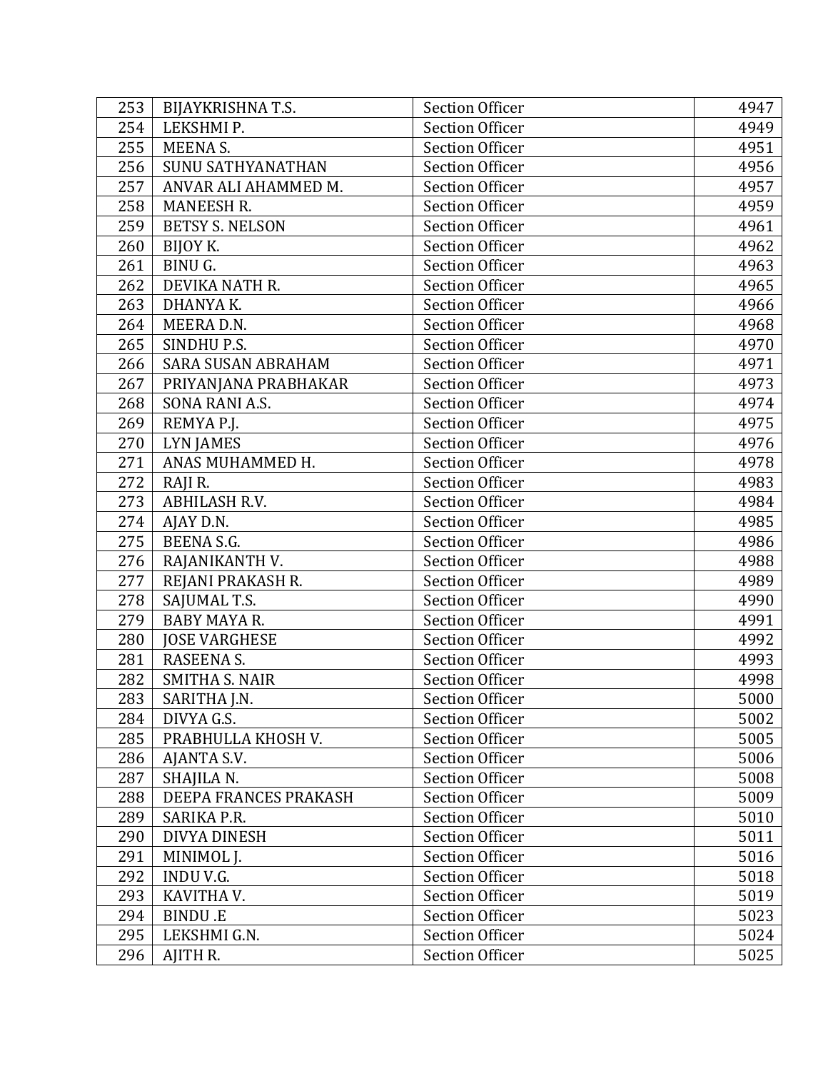| 253 | BIJAYKRISHNA T.S. | Section Officer | 4947 |
|---|---|---|---|
| 254 | LEKSHMI P. | Section Officer | 4949 |
| 255 | MEENA S. | Section Officer | 4951 |
| 256 | SUNU SATHYANATHAN | Section Officer | 4956 |
| 257 | ANVAR ALI AHAMMED M. | Section Officer | 4957 |
| 258 | MANEESH R. | Section Officer | 4959 |
| 259 | BETSY S. NELSON | Section Officer | 4961 |
| 260 | BIJOY K. | Section Officer | 4962 |
| 261 | BINU G. | Section Officer | 4963 |
| 262 | DEVIKA NATH R. | Section Officer | 4965 |
| 263 | DHANYA K. | Section Officer | 4966 |
| 264 | MEERA D.N. | Section Officer | 4968 |
| 265 | SINDHU P.S. | Section Officer | 4970 |
| 266 | SARA SUSAN ABRAHAM | Section Officer | 4971 |
| 267 | PRIYANJANA PRABHAKAR | Section Officer | 4973 |
| 268 | SONA RANI A.S. | Section Officer | 4974 |
| 269 | REMYA P.J. | Section Officer | 4975 |
| 270 | LYN JAMES | Section Officer | 4976 |
| 271 | ANAS MUHAMMED H. | Section Officer | 4978 |
| 272 | RAJI R. | Section Officer | 4983 |
| 273 | ABHILASH R.V. | Section Officer | 4984 |
| 274 | AJAY D.N. | Section Officer | 4985 |
| 275 | BEENA S.G. | Section Officer | 4986 |
| 276 | RAJANIKANTH V. | Section Officer | 4988 |
| 277 | REJANI PRAKASH R. | Section Officer | 4989 |
| 278 | SAJUMAL T.S. | Section Officer | 4990 |
| 279 | BABY MAYA R. | Section Officer | 4991 |
| 280 | JOSE VARGHESE | Section Officer | 4992 |
| 281 | RASEENA S. | Section Officer | 4993 |
| 282 | SMITHA S. NAIR | Section Officer | 4998 |
| 283 | SARITHA J.N. | Section Officer | 5000 |
| 284 | DIVYA G.S. | Section Officer | 5002 |
| 285 | PRABHULLA KHOSH V. | Section Officer | 5005 |
| 286 | AJANTA S.V. | Section Officer | 5006 |
| 287 | SHAJILA N. | Section Officer | 5008 |
| 288 | DEEPA FRANCES PRAKASH | Section Officer | 5009 |
| 289 | SARIKA P.R. | Section Officer | 5010 |
| 290 | DIVYA DINESH | Section Officer | 5011 |
| 291 | MINIMOL J. | Section Officer | 5016 |
| 292 | INDU V.G. | Section Officer | 5018 |
| 293 | KAVITHA V. | Section Officer | 5019 |
| 294 | BINDU .E | Section Officer | 5023 |
| 295 | LEKSHMI G.N. | Section Officer | 5024 |
| 296 | AJITH R. | Section Officer | 5025 |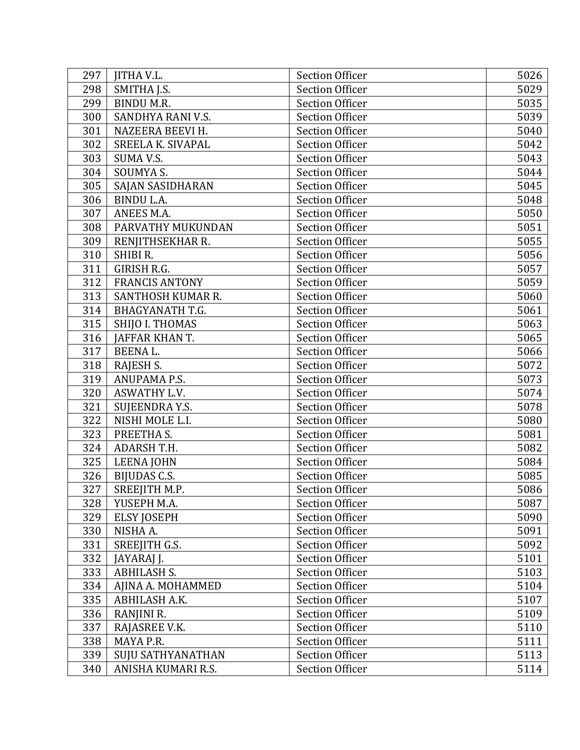| 297 | JITHA V.L. | Section Officer | 5026 |
|---|---|---|---|
| 298 | SMITHA J.S. | Section Officer | 5029 |
| 299 | BINDU M.R. | Section Officer | 5035 |
| 300 | SANDHYA RANI V.S. | Section Officer | 5039 |
| 301 | NAZEERA BEEVI H. | Section Officer | 5040 |
| 302 | SREELA K. SIVAPAL | Section Officer | 5042 |
| 303 | SUMA V.S. | Section Officer | 5043 |
| 304 | SOUMYA S. | Section Officer | 5044 |
| 305 | SAJAN SASIDHARAN | Section Officer | 5045 |
| 306 | BINDU L.A. | Section Officer | 5048 |
| 307 | ANEES M.A. | Section Officer | 5050 |
| 308 | PARVATHY MUKUNDAN | Section Officer | 5051 |
| 309 | RENJITHSEKHAR R. | Section Officer | 5055 |
| 310 | SHIBI R. | Section Officer | 5056 |
| 311 | GIRISH R.G. | Section Officer | 5057 |
| 312 | FRANCIS ANTONY | Section Officer | 5059 |
| 313 | SANTHOSH KUMAR R. | Section Officer | 5060 |
| 314 | BHAGYANATH T.G. | Section Officer | 5061 |
| 315 | SHIJO I. THOMAS | Section Officer | 5063 |
| 316 | JAFFAR KHAN T. | Section Officer | 5065 |
| 317 | BEENA L. | Section Officer | 5066 |
| 318 | RAJESH S. | Section Officer | 5072 |
| 319 | ANUPAMA P.S. | Section Officer | 5073 |
| 320 | ASWATHY L.V. | Section Officer | 5074 |
| 321 | SUJEENDRA Y.S. | Section Officer | 5078 |
| 322 | NISHI MOLE L.I. | Section Officer | 5080 |
| 323 | PREETHA S. | Section Officer | 5081 |
| 324 | ADARSH T.H. | Section Officer | 5082 |
| 325 | LEENA JOHN | Section Officer | 5084 |
| 326 | BIJUDAS C.S. | Section Officer | 5085 |
| 327 | SREEJITH M.P. | Section Officer | 5086 |
| 328 | YUSEPH M.A. | Section Officer | 5087 |
| 329 | ELSY JOSEPH | Section Officer | 5090 |
| 330 | NISHA A. | Section Officer | 5091 |
| 331 | SREEJITH G.S. | Section Officer | 5092 |
| 332 | JAYARAJ J. | Section Officer | 5101 |
| 333 | ABHILASH S. | Section Officer | 5103 |
| 334 | AJINA A. MOHAMMED | Section Officer | 5104 |
| 335 | ABHILASH A.K. | Section Officer | 5107 |
| 336 | RANJINI R. | Section Officer | 5109 |
| 337 | RAJASREE V.K. | Section Officer | 5110 |
| 338 | MAYA P.R. | Section Officer | 5111 |
| 339 | SUJU SATHYANATHAN | Section Officer | 5113 |
| 340 | ANISHA KUMARI R.S. | Section Officer | 5114 |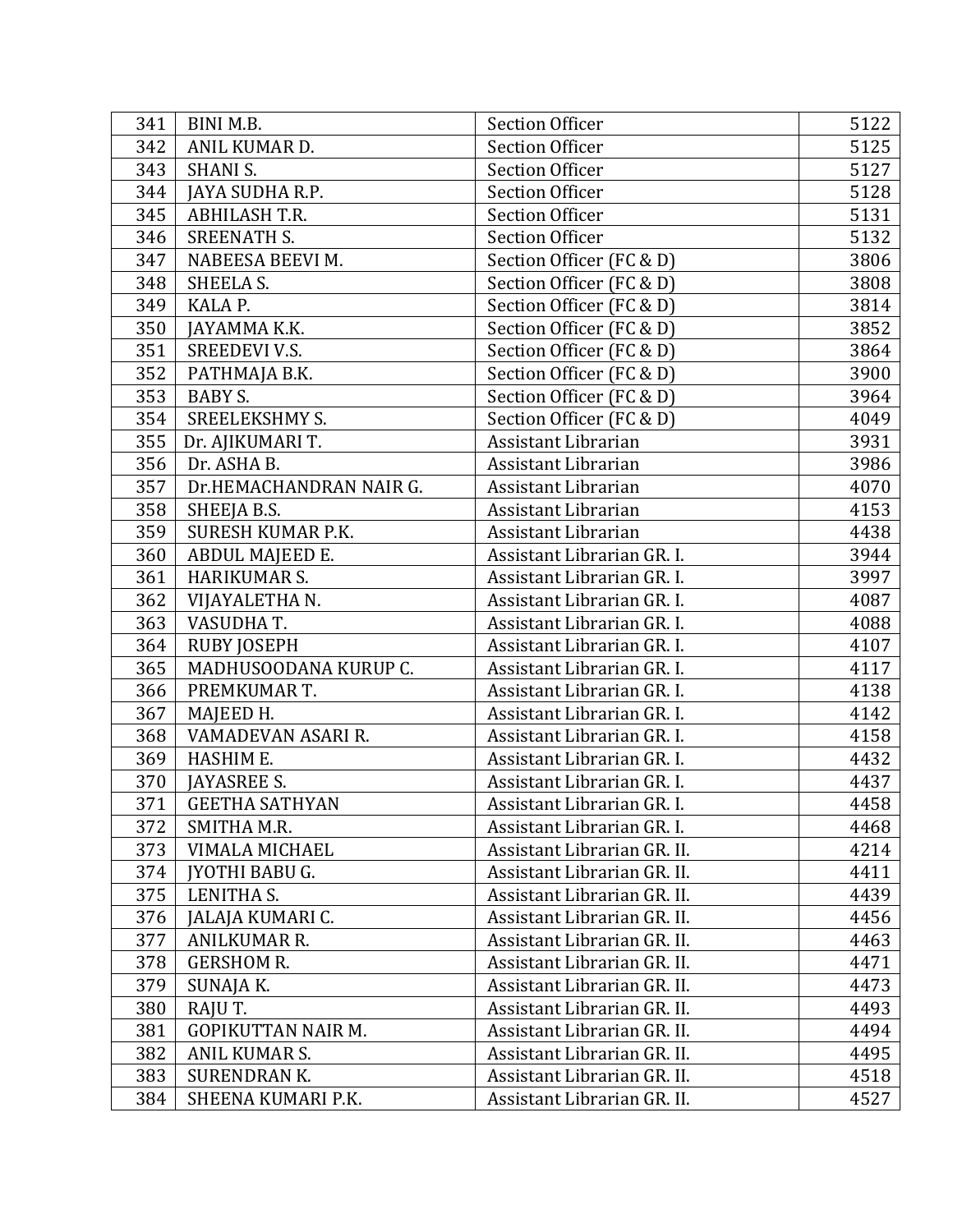| 341 | BINI M.B. | Section Officer | 5122 |
|---|---|---|---|
| 342 | ANIL KUMAR D. | Section Officer | 5125 |
| 343 | SHANI S. | Section Officer | 5127 |
| 344 | JAYA SUDHA R.P. | Section Officer | 5128 |
| 345 | ABHILASH T.R. | Section Officer | 5131 |
| 346 | SREENATH S. | Section Officer | 5132 |
| 347 | NABEESA BEEVI M. | Section Officer (FC & D) | 3806 |
| 348 | SHEELA S. | Section Officer (FC & D) | 3808 |
| 349 | KALA P. | Section Officer (FC & D) | 3814 |
| 350 | JAYAMMA K.K. | Section Officer (FC & D) | 3852 |
| 351 | SREEDEVI V.S. | Section Officer (FC & D) | 3864 |
| 352 | PATHMAJA B.K. | Section Officer (FC & D) | 3900 |
| 353 | BABY S. | Section Officer (FC & D) | 3964 |
| 354 | SREELEKSHMY S. | Section Officer (FC & D) | 4049 |
| 355 | Dr. AJIKUMARI T. | Assistant Librarian | 3931 |
| 356 | Dr. ASHA B. | Assistant Librarian | 3986 |
| 357 | Dr.HEMACHANDRAN NAIR G. | Assistant Librarian | 4070 |
| 358 | SHEEJA B.S. | Assistant Librarian | 4153 |
| 359 | SURESH KUMAR P.K. | Assistant Librarian | 4438 |
| 360 | ABDUL MAJEED E. | Assistant Librarian GR. I. | 3944 |
| 361 | HARIKUMAR S. | Assistant Librarian GR. I. | 3997 |
| 362 | VIJAYALETHA N. | Assistant Librarian GR. I. | 4087 |
| 363 | VASUDHA T. | Assistant Librarian GR. I. | 4088 |
| 364 | RUBY JOSEPH | Assistant Librarian GR. I. | 4107 |
| 365 | MADHUSOODANA KURUP C. | Assistant Librarian GR. I. | 4117 |
| 366 | PREMKUMAR T. | Assistant Librarian GR. I. | 4138 |
| 367 | MAJEED H. | Assistant Librarian GR. I. | 4142 |
| 368 | VAMADEVAN ASARI R. | Assistant Librarian GR. I. | 4158 |
| 369 | HASHIM E. | Assistant Librarian GR. I. | 4432 |
| 370 | JAYASREE S. | Assistant Librarian GR. I. | 4437 |
| 371 | GEETHA SATHYAN | Assistant Librarian GR. I. | 4458 |
| 372 | SMITHA M.R. | Assistant Librarian GR. I. | 4468 |
| 373 | VIMALA MICHAEL | Assistant Librarian GR. II. | 4214 |
| 374 | JYOTHI BABU G. | Assistant Librarian GR. II. | 4411 |
| 375 | LENITHA S. | Assistant Librarian GR. II. | 4439 |
| 376 | JALAJA KUMARI C. | Assistant Librarian GR. II. | 4456 |
| 377 | ANILKUMAR R. | Assistant Librarian GR. II. | 4463 |
| 378 | GERSHOM R. | Assistant Librarian GR. II. | 4471 |
| 379 | SUNAJA K. | Assistant Librarian GR. II. | 4473 |
| 380 | RAJU T. | Assistant Librarian GR. II. | 4493 |
| 381 | GOPIKUTTAN NAIR M. | Assistant Librarian GR. II. | 4494 |
| 382 | ANIL KUMAR S. | Assistant Librarian GR. II. | 4495 |
| 383 | SURENDRAN K. | Assistant Librarian GR. II. | 4518 |
| 384 | SHEENA KUMARI P.K. | Assistant Librarian GR. II. | 4527 |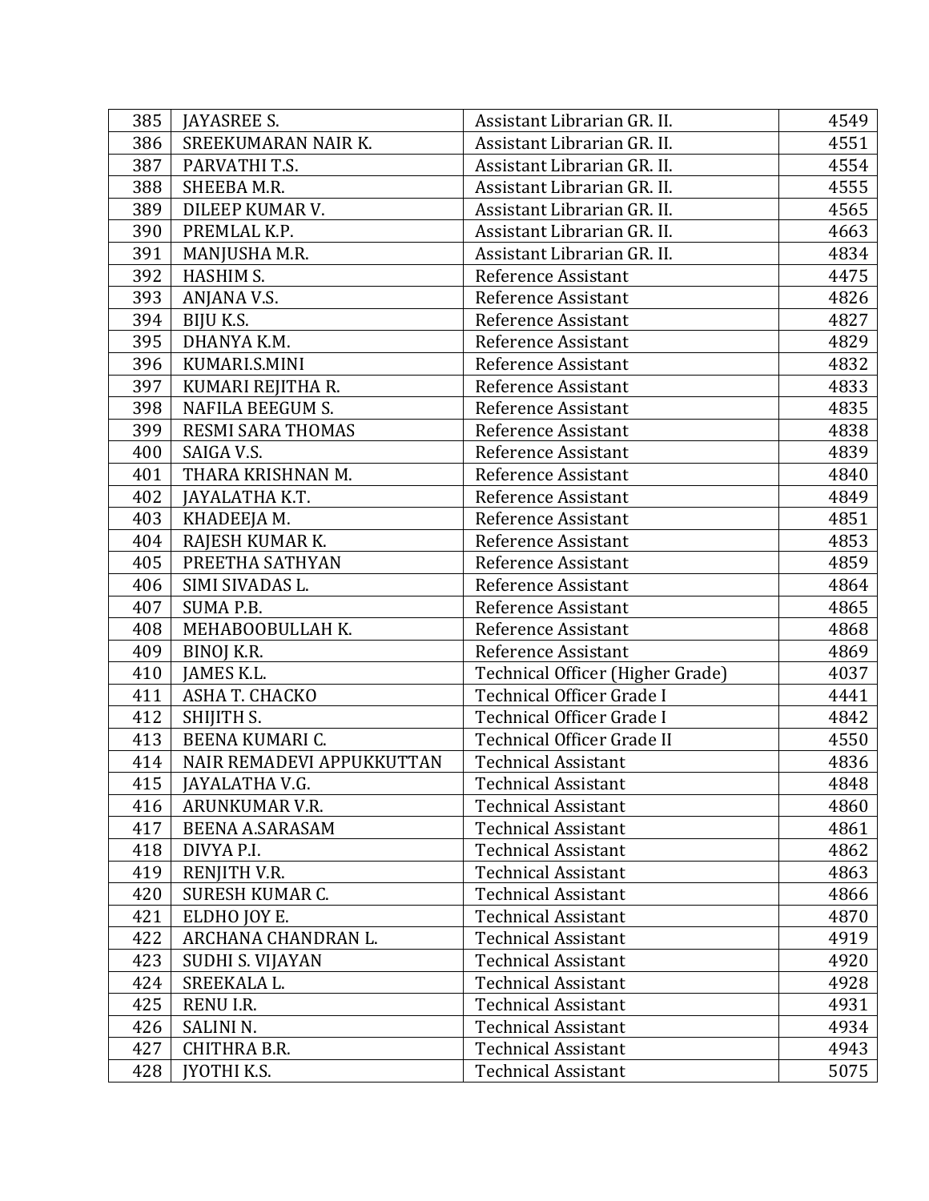| | | | |
|---|---|---|---|
| 385 | JAYASREE S. | Assistant Librarian GR. II. | 4549 |
| 386 | SREEKUMARAN NAIR K. | Assistant Librarian GR. II. | 4551 |
| 387 | PARVATHI T.S. | Assistant Librarian GR. II. | 4554 |
| 388 | SHEEBA M.R. | Assistant Librarian GR. II. | 4555 |
| 389 | DILEEP KUMAR V. | Assistant Librarian GR. II. | 4565 |
| 390 | PREMLAL K.P. | Assistant Librarian GR. II. | 4663 |
| 391 | MANJUSHA M.R. | Assistant Librarian GR. II. | 4834 |
| 392 | HASHIM S. | Reference Assistant | 4475 |
| 393 | ANJANA V.S. | Reference Assistant | 4826 |
| 394 | BIJU K.S. | Reference Assistant | 4827 |
| 395 | DHANYA K.M. | Reference Assistant | 4829 |
| 396 | KUMARI.S.MINI | Reference Assistant | 4832 |
| 397 | KUMARI REJITHA R. | Reference Assistant | 4833 |
| 398 | NAFILA BEEGUM S. | Reference Assistant | 4835 |
| 399 | RESMI SARA THOMAS | Reference Assistant | 4838 |
| 400 | SAIGA V.S. | Reference Assistant | 4839 |
| 401 | THARA KRISHNAN M. | Reference Assistant | 4840 |
| 402 | JAYALATHA K.T. | Reference Assistant | 4849 |
| 403 | KHADEEJA M. | Reference Assistant | 4851 |
| 404 | RAJESH KUMAR K. | Reference Assistant | 4853 |
| 405 | PREETHA SATHYAN | Reference Assistant | 4859 |
| 406 | SIMI SIVADAS L. | Reference Assistant | 4864 |
| 407 | SUMA P.B. | Reference Assistant | 4865 |
| 408 | MEHABOOBULLAH K. | Reference Assistant | 4868 |
| 409 | BINOJ K.R. | Reference Assistant | 4869 |
| 410 | JAMES K.L. | Technical Officer (Higher Grade) | 4037 |
| 411 | ASHA T. CHACKO | Technical Officer Grade I | 4441 |
| 412 | SHIJITH S. | Technical Officer Grade I | 4842 |
| 413 | BEENA KUMARI C. | Technical Officer Grade II | 4550 |
| 414 | NAIR REMADEVI APPUKKUTTAN | Technical Assistant | 4836 |
| 415 | JAYALATHA V.G. | Technical Assistant | 4848 |
| 416 | ARUNKUMAR V.R. | Technical Assistant | 4860 |
| 417 | BEENA A.SARASAM | Technical Assistant | 4861 |
| 418 | DIVYA P.I. | Technical Assistant | 4862 |
| 419 | RENJITH V.R. | Technical Assistant | 4863 |
| 420 | SURESH KUMAR C. | Technical Assistant | 4866 |
| 421 | ELDHO JOY E. | Technical Assistant | 4870 |
| 422 | ARCHANA CHANDRAN L. | Technical Assistant | 4919 |
| 423 | SUDHI S. VIJAYAN | Technical Assistant | 4920 |
| 424 | SREEKALA L. | Technical Assistant | 4928 |
| 425 | RENU I.R. | Technical Assistant | 4931 |
| 426 | SALINI N. | Technical Assistant | 4934 |
| 427 | CHITHRA B.R. | Technical Assistant | 4943 |
| 428 | JYOTHI K.S. | Technical Assistant | 5075 |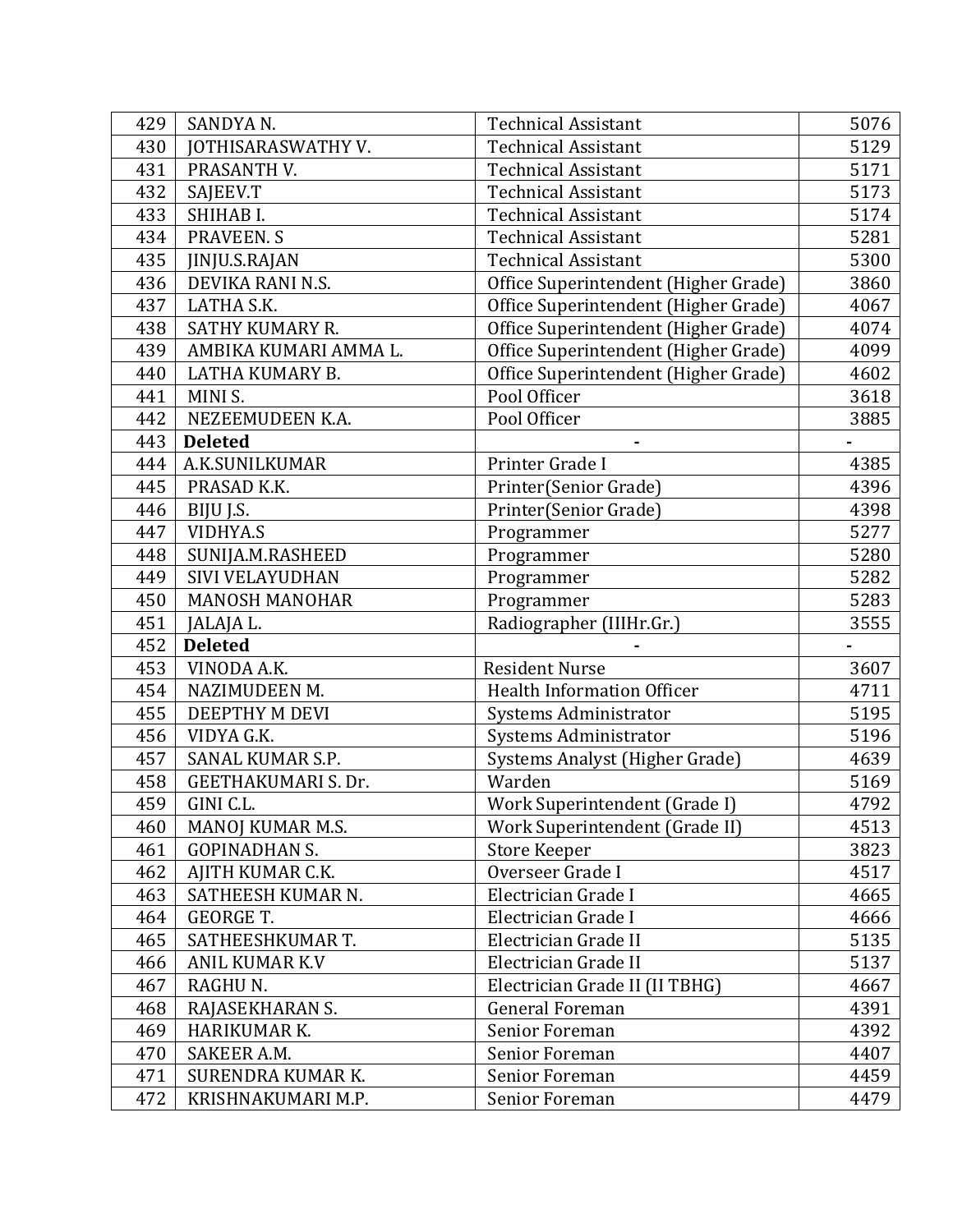| 429 | SANDYA N. | Technical Assistant | 5076 |
|---|---|---|---|
| 430 | JOTHISARASWATHY V. | Technical Assistant | 5129 |
| 431 | PRASANTH V. | Technical Assistant | 5171 |
| 432 | SAJEEV.T | Technical Assistant | 5173 |
| 433 | SHIHAB I. | Technical Assistant | 5174 |
| 434 | PRAVEEN. S | Technical Assistant | 5281 |
| 435 | JINJU.S.RAJAN | Technical Assistant | 5300 |
| 436 | DEVIKA RANI N.S. | Office Superintendent (Higher Grade) | 3860 |
| 437 | LATHA S.K. | Office Superintendent (Higher Grade) | 4067 |
| 438 | SATHY KUMARY R. | Office Superintendent (Higher Grade) | 4074 |
| 439 | AMBIKA KUMARI AMMA L. | Office Superintendent (Higher Grade) | 4099 |
| 440 | LATHA KUMARY B. | Office Superintendent (Higher Grade) | 4602 |
| 441 | MINI S. | Pool Officer | 3618 |
| 442 | NEZEEMUDEEN K.A. | Pool Officer | 3885 |
| 443 | **Deleted** | - | - |
| 444 | A.K.SUNILKUMAR | Printer Grade I | 4385 |
| 445 | PRASAD K.K. | Printer(Senior Grade) | 4396 |
| 446 | BIJU J.S. | Printer(Senior Grade) | 4398 |
| 447 | VIDHYA.S | Programmer | 5277 |
| 448 | SUNIJA.M.RASHEED | Programmer | 5280 |
| 449 | SIVI VELAYUDHAN | Programmer | 5282 |
| 450 | MANOSH MANOHAR | Programmer | 5283 |
| 451 | JALAJA L. | Radiographer (IIIHr.Gr.) | 3555 |
| 452 | **Deleted** | - | - |
| 453 | VINODA A.K. | Resident Nurse | 3607 |
| 454 | NAZIMUDEEN M. | Health Information Officer | 4711 |
| 455 | DEEPTHY M DEVI | Systems Administrator | 5195 |
| 456 | VIDYA G.K. | Systems Administrator | 5196 |
| 457 | SANAL KUMAR S.P. | Systems Analyst (Higher Grade) | 4639 |
| 458 | GEETHAKUMARI S. Dr. | Warden | 5169 |
| 459 | GINI C.L. | Work Superintendent (Grade I) | 4792 |
| 460 | MANOJ KUMAR M.S. | Work Superintendent (Grade II) | 4513 |
| 461 | GOPINADHAN S. | Store Keeper | 3823 |
| 462 | AJITH KUMAR C.K. | Overseer Grade I | 4517 |
| 463 | SATHEESH KUMAR N. | Electrician Grade I | 4665 |
| 464 | GEORGE T. | Electrician Grade I | 4666 |
| 465 | SATHEESHKUMAR T. | Electrician Grade II | 5135 |
| 466 | ANIL KUMAR K.V | Electrician Grade II | 5137 |
| 467 | RAGHU N. | Electrician Grade II (II TBHG) | 4667 |
| 468 | RAJASEKHARAN S. | General Foreman | 4391 |
| 469 | HARIKUMAR K. | Senior Foreman | 4392 |
| 470 | SAKEER A.M. | Senior Foreman | 4407 |
| 471 | SURENDRA KUMAR K. | Senior Foreman | 4459 |
| 472 | KRISHNAKUMARI M.P. | Senior Foreman | 4479 |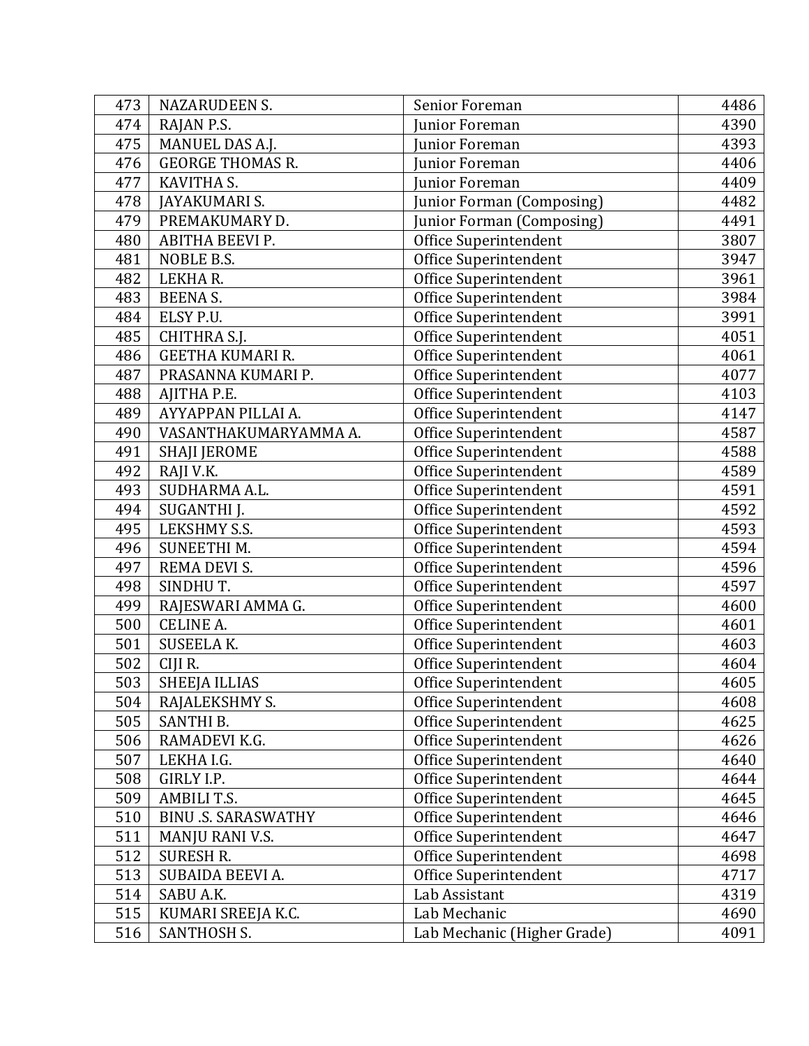| 473 | NAZARUDEEN S. | Senior Foreman | 4486 |
|---|---|---|---|
| 474 | RAJAN P.S. | Junior Foreman | 4390 |
| 475 | MANUEL DAS A.J. | Junior Foreman | 4393 |
| 476 | GEORGE THOMAS R. | Junior Foreman | 4406 |
| 477 | KAVITHA S. | Junior Foreman | 4409 |
| 478 | JAYAKUMARI S. | Junior Forman (Composing) | 4482 |
| 479 | PREMAKUMARY D. | Junior Forman (Composing) | 4491 |
| 480 | ABITHA BEEVI P. | Office Superintendent | 3807 |
| 481 | NOBLE B.S. | Office Superintendent | 3947 |
| 482 | LEKHA R. | Office Superintendent | 3961 |
| 483 | BEENA S. | Office Superintendent | 3984 |
| 484 | ELSY P.U. | Office Superintendent | 3991 |
| 485 | CHITHRA S.J. | Office Superintendent | 4051 |
| 486 | GEETHA KUMARI R. | Office Superintendent | 4061 |
| 487 | PRASANNA KUMARI P. | Office Superintendent | 4077 |
| 488 | AJITHA P.E. | Office Superintendent | 4103 |
| 489 | AYYAPPAN PILLAI A. | Office Superintendent | 4147 |
| 490 | VASANTHAKUMARYAMMA A. | Office Superintendent | 4587 |
| 491 | SHAJI JEROME | Office Superintendent | 4588 |
| 492 | RAJI V.K. | Office Superintendent | 4589 |
| 493 | SUDHARMA A.L. | Office Superintendent | 4591 |
| 494 | SUGANTHI J. | Office Superintendent | 4592 |
| 495 | LEKSHMY S.S. | Office Superintendent | 4593 |
| 496 | SUNEETHI M. | Office Superintendent | 4594 |
| 497 | REMA DEVI S. | Office Superintendent | 4596 |
| 498 | SINDHU T. | Office Superintendent | 4597 |
| 499 | RAJESWARI AMMA G. | Office Superintendent | 4600 |
| 500 | CELINE A. | Office Superintendent | 4601 |
| 501 | SUSEELA K. | Office Superintendent | 4603 |
| 502 | CIJI R. | Office Superintendent | 4604 |
| 503 | SHEEJA ILLIAS | Office Superintendent | 4605 |
| 504 | RAJALEKSHMY S. | Office Superintendent | 4608 |
| 505 | SANTHI B. | Office Superintendent | 4625 |
| 506 | RAMADEVI K.G. | Office Superintendent | 4626 |
| 507 | LEKHA I.G. | Office Superintendent | 4640 |
| 508 | GIRLY I.P. | Office Superintendent | 4644 |
| 509 | AMBILI T.S. | Office Superintendent | 4645 |
| 510 | BINU .S. SARASWATHY | Office Superintendent | 4646 |
| 511 | MANJU RANI V.S. | Office Superintendent | 4647 |
| 512 | SURESH R. | Office Superintendent | 4698 |
| 513 | SUBAIDA BEEVI A. | Office Superintendent | 4717 |
| 514 | SABU A.K. | Lab Assistant | 4319 |
| 515 | KUMARI SREEJA K.C. | Lab Mechanic | 4690 |
| 516 | SANTHOSH S. | Lab Mechanic (Higher Grade) | 4091 |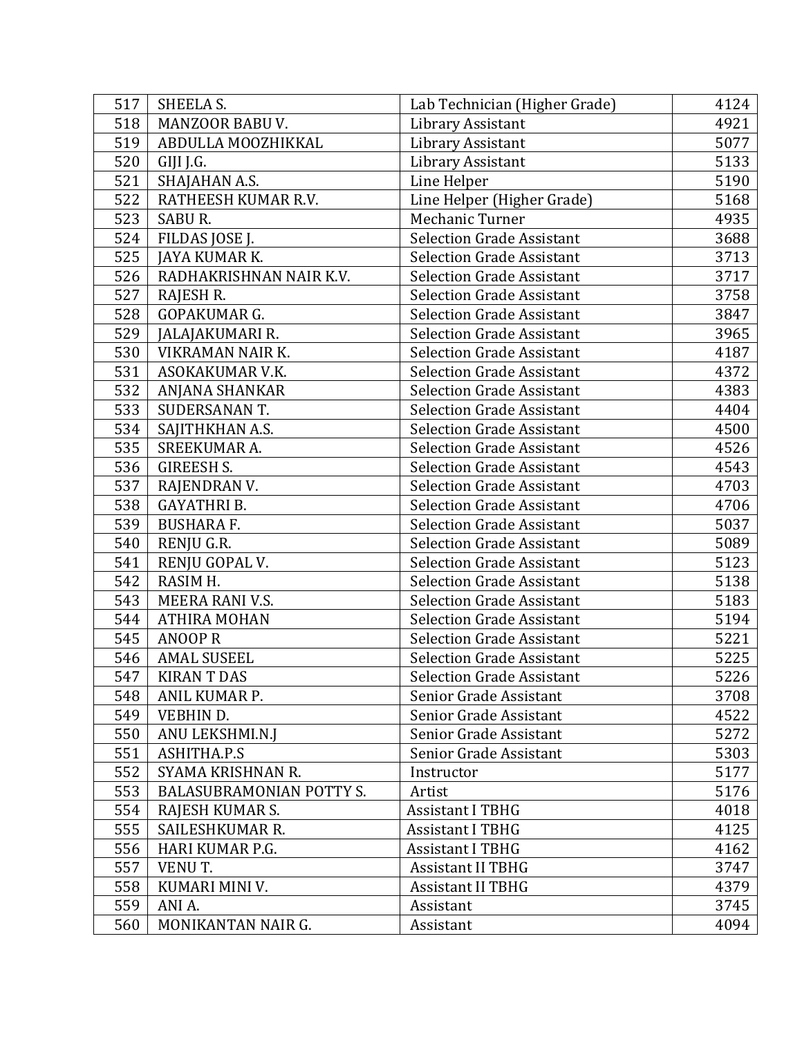| 517 | SHEELA S. | Lab Technician (Higher Grade) | 4124 |
|---|---|---|---|
| 518 | MANZOOR BABU V. | Library Assistant | 4921 |
| 519 | ABDULLA MOOZHIKKAL | Library Assistant | 5077 |
| 520 | GIJI J.G. | Library Assistant | 5133 |
| 521 | SHAJAHAN A.S. | Line Helper | 5190 |
| 522 | RATHEESH KUMAR R.V. | Line Helper (Higher Grade) | 5168 |
| 523 | SABU R. | Mechanic Turner | 4935 |
| 524 | FILDAS JOSE J. | Selection Grade Assistant | 3688 |
| 525 | JAYA KUMAR K. | Selection Grade Assistant | 3713 |
| 526 | RADHAKRISHNAN NAIR K.V. | Selection Grade Assistant | 3717 |
| 527 | RAJESH R. | Selection Grade Assistant | 3758 |
| 528 | GOPAKUMAR G. | Selection Grade Assistant | 3847 |
| 529 | JALAJAKUMARI R. | Selection Grade Assistant | 3965 |
| 530 | VIKRAMAN NAIR K. | Selection Grade Assistant | 4187 |
| 531 | ASOKAKUMAR V.K. | Selection Grade Assistant | 4372 |
| 532 | ANJANA SHANKAR | Selection Grade Assistant | 4383 |
| 533 | SUDERSANAN T. | Selection Grade Assistant | 4404 |
| 534 | SAJITHKHAN A.S. | Selection Grade Assistant | 4500 |
| 535 | SREEKUMAR A. | Selection Grade Assistant | 4526 |
| 536 | GIREESH S. | Selection Grade Assistant | 4543 |
| 537 | RAJENDRAN V. | Selection Grade Assistant | 4703 |
| 538 | GAYATHRI B. | Selection Grade Assistant | 4706 |
| 539 | BUSHARA F. | Selection Grade Assistant | 5037 |
| 540 | RENJU G.R. | Selection Grade Assistant | 5089 |
| 541 | RENJU GOPAL V. | Selection Grade Assistant | 5123 |
| 542 | RASIM H. | Selection Grade Assistant | 5138 |
| 543 | MEERA RANI V.S. | Selection Grade Assistant | 5183 |
| 544 | ATHIRA MOHAN | Selection Grade Assistant | 5194 |
| 545 | ANOOP R | Selection Grade Assistant | 5221 |
| 546 | AMAL SUSEEL | Selection Grade Assistant | 5225 |
| 547 | KIRAN T DAS | Selection Grade Assistant | 5226 |
| 548 | ANIL KUMAR P. | Senior Grade Assistant | 3708 |
| 549 | VEBHIN D. | Senior Grade Assistant | 4522 |
| 550 | ANU LEKSHMI.N.J | Senior Grade Assistant | 5272 |
| 551 | ASHITHA.P.S | Senior Grade Assistant | 5303 |
| 552 | SYAMA KRISHNAN R. | Instructor | 5177 |
| 553 | BALASUBRAMONIAN POTTY S. | Artist | 5176 |
| 554 | RAJESH KUMAR S. | Assistant I TBHG | 4018 |
| 555 | SAILESHKUMAR R. | Assistant I TBHG | 4125 |
| 556 | HARI KUMAR P.G. | Assistant I TBHG | 4162 |
| 557 | VENU T. | Assistant II TBHG | 3747 |
| 558 | KUMARI MINI V. | Assistant II TBHG | 4379 |
| 559 | ANI A. | Assistant | 3745 |
| 560 | MONIKANTAN NAIR G. | Assistant | 4094 |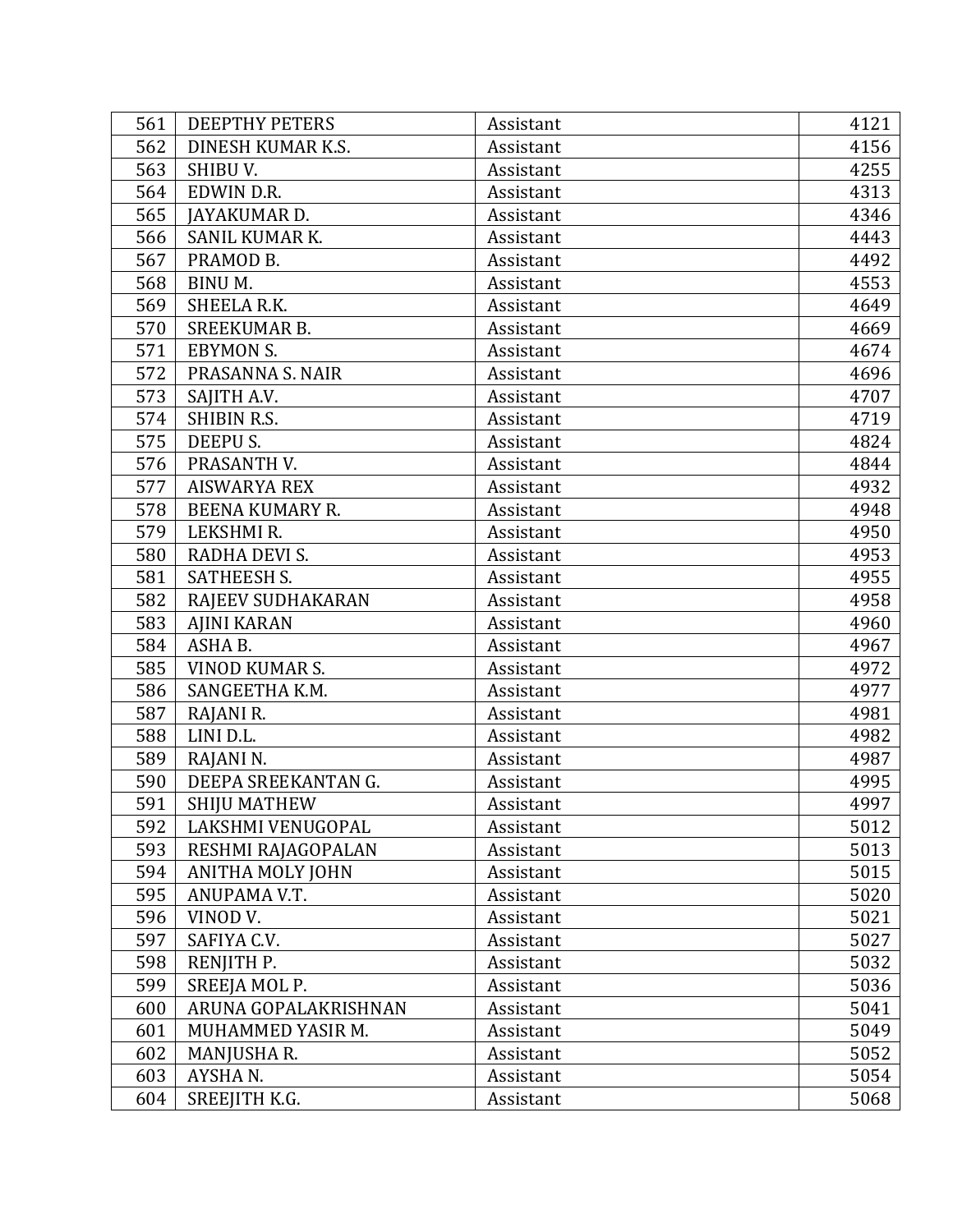| 561 | DEEPTHY PETERS | Assistant | 4121 |
|---|---|---|---|
| 562 | DINESH KUMAR K.S. | Assistant | 4156 |
| 563 | SHIBU V. | Assistant | 4255 |
| 564 | EDWIN D.R. | Assistant | 4313 |
| 565 | JAYAKUMAR D. | Assistant | 4346 |
| 566 | SANIL KUMAR K. | Assistant | 4443 |
| 567 | PRAMOD B. | Assistant | 4492 |
| 568 | BINU M. | Assistant | 4553 |
| 569 | SHEELA R.K. | Assistant | 4649 |
| 570 | SREEKUMAR B. | Assistant | 4669 |
| 571 | EBYMON S. | Assistant | 4674 |
| 572 | PRASANNA S. NAIR | Assistant | 4696 |
| 573 | SAJITH A.V. | Assistant | 4707 |
| 574 | SHIBIN R.S. | Assistant | 4719 |
| 575 | DEEPU S. | Assistant | 4824 |
| 576 | PRASANTH V. | Assistant | 4844 |
| 577 | AISWARYA REX | Assistant | 4932 |
| 578 | BEENA KUMARY R. | Assistant | 4948 |
| 579 | LEKSHMI R. | Assistant | 4950 |
| 580 | RADHA DEVI S. | Assistant | 4953 |
| 581 | SATHEESH S. | Assistant | 4955 |
| 582 | RAJEEV SUDHAKARAN | Assistant | 4958 |
| 583 | AJINI KARAN | Assistant | 4960 |
| 584 | ASHA B. | Assistant | 4967 |
| 585 | VINOD KUMAR S. | Assistant | 4972 |
| 586 | SANGEETHA K.M. | Assistant | 4977 |
| 587 | RAJANI R. | Assistant | 4981 |
| 588 | LINI D.L. | Assistant | 4982 |
| 589 | RAJANI N. | Assistant | 4987 |
| 590 | DEEPA SREEKANTAN G. | Assistant | 4995 |
| 591 | SHIJU MATHEW | Assistant | 4997 |
| 592 | LAKSHMI VENUGOPAL | Assistant | 5012 |
| 593 | RESHMI RAJAGOPALAN | Assistant | 5013 |
| 594 | ANITHA MOLY JOHN | Assistant | 5015 |
| 595 | ANUPAMA V.T. | Assistant | 5020 |
| 596 | VINOD V. | Assistant | 5021 |
| 597 | SAFIYA C.V. | Assistant | 5027 |
| 598 | RENJITH P. | Assistant | 5032 |
| 599 | SREEJA MOL P. | Assistant | 5036 |
| 600 | ARUNA GOPALAKRISHNAN | Assistant | 5041 |
| 601 | MUHAMMED YASIR M. | Assistant | 5049 |
| 602 | MANJUSHA R. | Assistant | 5052 |
| 603 | AYSHA N. | Assistant | 5054 |
| 604 | SREEJITH K.G. | Assistant | 5068 |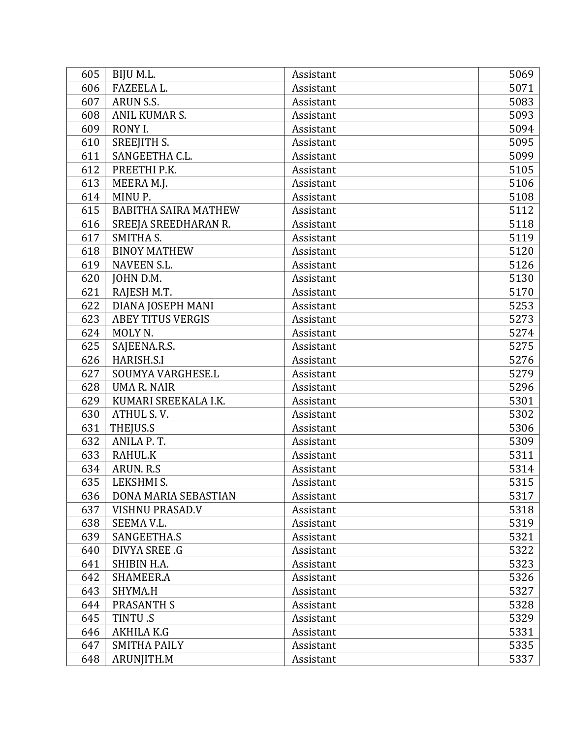| 605 | BIJU M.L. | Assistant | 5069 |
|---|---|---|---|
| 606 | FAZEELA L. | Assistant | 5071 |
| 607 | ARUN S.S. | Assistant | 5083 |
| 608 | ANIL KUMAR S. | Assistant | 5093 |
| 609 | RONY I. | Assistant | 5094 |
| 610 | SREEJITH S. | Assistant | 5095 |
| 611 | SANGEETHA C.L. | Assistant | 5099 |
| 612 | PREETHI P.K. | Assistant | 5105 |
| 613 | MEERA M.J. | Assistant | 5106 |
| 614 | MINU P. | Assistant | 5108 |
| 615 | BABITHA SAIRA MATHEW | Assistant | 5112 |
| 616 | SREEJA SREEDHARAN R. | Assistant | 5118 |
| 617 | SMITHA S. | Assistant | 5119 |
| 618 | BINOY MATHEW | Assistant | 5120 |
| 619 | NAVEEN S.L. | Assistant | 5126 |
| 620 | JOHN D.M. | Assistant | 5130 |
| 621 | RAJESH M.T. | Assistant | 5170 |
| 622 | DIANA JOSEPH MANI | Assistant | 5253 |
| 623 | ABEY TITUS VERGIS | Assistant | 5273 |
| 624 | MOLY N. | Assistant | 5274 |
| 625 | SAJEENA.R.S. | Assistant | 5275 |
| 626 | HARISH.S.I | Assistant | 5276 |
| 627 | SOUMYA VARGHESE.L | Assistant | 5279 |
| 628 | UMA R. NAIR | Assistant | 5296 |
| 629 | KUMARI SREEKALA I.K. | Assistant | 5301 |
| 630 | ATHUL S. V. | Assistant | 5302 |
| 631 | THEJUS.S | Assistant | 5306 |
| 632 | ANILA P. T. | Assistant | 5309 |
| 633 | RAHUL.K | Assistant | 5311 |
| 634 | ARUN. R.S | Assistant | 5314 |
| 635 | LEKSHMI S. | Assistant | 5315 |
| 636 | DONA MARIA SEBASTIAN | Assistant | 5317 |
| 637 | VISHNU PRASAD.V | Assistant | 5318 |
| 638 | SEEMA V.L. | Assistant | 5319 |
| 639 | SANGEETHA.S | Assistant | 5321 |
| 640 | DIVYA SREE .G | Assistant | 5322 |
| 641 | SHIBIN H.A. | Assistant | 5323 |
| 642 | SHAMEER.A | Assistant | 5326 |
| 643 | SHYMA.H | Assistant | 5327 |
| 644 | PRASANTH S | Assistant | 5328 |
| 645 | TINTU .S | Assistant | 5329 |
| 646 | AKHILA K.G | Assistant | 5331 |
| 647 | SMITHA PAILY | Assistant | 5335 |
| 648 | ARUNJITH.M | Assistant | 5337 |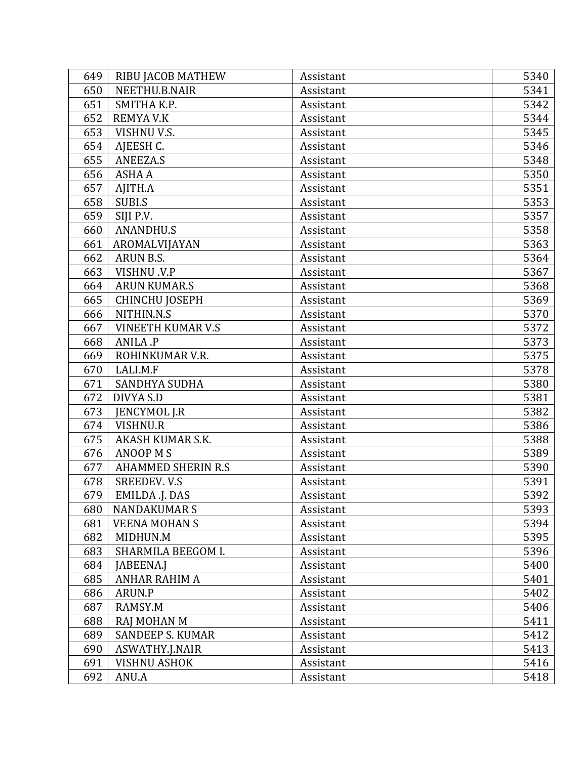| 649 | RIBU JACOB MATHEW | Assistant | 5340 |
|---|---|---|---|
| 650 | NEETHU.B.NAIR | Assistant | 5341 |
| 651 | SMITHA K.P. | Assistant | 5342 |
| 652 | REMYA V.K | Assistant | 5344 |
| 653 | VISHNU V.S. | Assistant | 5345 |
| 654 | AJEESH C. | Assistant | 5346 |
| 655 | ANEEZA.S | Assistant | 5348 |
| 656 | ASHA A | Assistant | 5350 |
| 657 | AJITH.A | Assistant | 5351 |
| 658 | SUBI.S | Assistant | 5353 |
| 659 | SIJI P.V. | Assistant | 5357 |
| 660 | ANANDHU.S | Assistant | 5358 |
| 661 | AROMALVIJAYAN | Assistant | 5363 |
| 662 | ARUN B.S. | Assistant | 5364 |
| 663 | VISHNU .V.P | Assistant | 5367 |
| 664 | ARUN KUMAR.S | Assistant | 5368 |
| 665 | CHINCHU JOSEPH | Assistant | 5369 |
| 666 | NITHIN.N.S | Assistant | 5370 |
| 667 | VINEETH KUMAR V.S | Assistant | 5372 |
| 668 | ANILA .P | Assistant | 5373 |
| 669 | ROHINKUMAR V.R. | Assistant | 5375 |
| 670 | LALI.M.F | Assistant | 5378 |
| 671 | SANDHYA SUDHA | Assistant | 5380 |
| 672 | DIVYA S.D | Assistant | 5381 |
| 673 | JENCYMOL J.R | Assistant | 5382 |
| 674 | VISHNU.R | Assistant | 5386 |
| 675 | AKASH KUMAR S.K. | Assistant | 5388 |
| 676 | ANOOP M S | Assistant | 5389 |
| 677 | AHAMMED SHERIN R.S | Assistant | 5390 |
| 678 | SREEDEV. V.S | Assistant | 5391 |
| 679 | EMILDA .J. DAS | Assistant | 5392 |
| 680 | NANDAKUMAR S | Assistant | 5393 |
| 681 | VEENA MOHAN S | Assistant | 5394 |
| 682 | MIDHUN.M | Assistant | 5395 |
| 683 | SHARMILA BEEGOM I. | Assistant | 5396 |
| 684 | JABEENA.J | Assistant | 5400 |
| 685 | ANHAR RAHIM A | Assistant | 5401 |
| 686 | ARUN.P | Assistant | 5402 |
| 687 | RAMSY.M | Assistant | 5406 |
| 688 | RAJ MOHAN M | Assistant | 5411 |
| 689 | SANDEEP S. KUMAR | Assistant | 5412 |
| 690 | ASWATHY.J.NAIR | Assistant | 5413 |
| 691 | VISHNU ASHOK | Assistant | 5416 |
| 692 | ANU.A | Assistant | 5418 |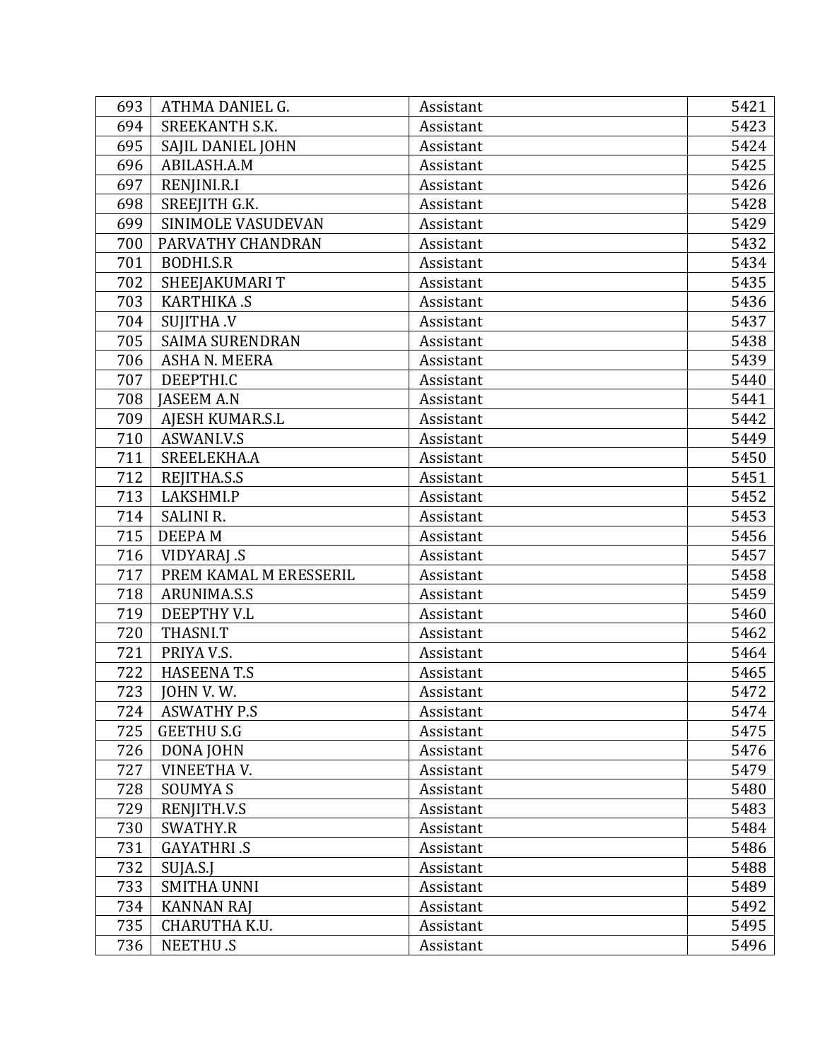| 693 | ATHMA DANIEL G. | Assistant | 5421 |
|---|---|---|---|
| 694 | SREEKANTH S.K. | Assistant | 5423 |
| 695 | SAJIL DANIEL JOHN | Assistant | 5424 |
| 696 | ABILASH.A.M | Assistant | 5425 |
| 697 | RENJINI.R.I | Assistant | 5426 |
| 698 | SREEJITH G.K. | Assistant | 5428 |
| 699 | SINIMOLE VASUDEVAN | Assistant | 5429 |
| 700 | PARVATHY CHANDRAN | Assistant | 5432 |
| 701 | BODHI.S.R | Assistant | 5434 |
| 702 | SHEEJAKUMARI T | Assistant | 5435 |
| 703 | KARTHIKA .S | Assistant | 5436 |
| 704 | SUJITHA .V | Assistant | 5437 |
| 705 | SAIMA SURENDRAN | Assistant | 5438 |
| 706 | ASHA N. MEERA | Assistant | 5439 |
| 707 | DEEPTHI.C | Assistant | 5440 |
| 708 | JASEEM A.N | Assistant | 5441 |
| 709 | AJESH KUMAR.S.L | Assistant | 5442 |
| 710 | ASWANI.V.S | Assistant | 5449 |
| 711 | SREELEKHA.A | Assistant | 5450 |
| 712 | REJITHA.S.S | Assistant | 5451 |
| 713 | LAKSHMI.P | Assistant | 5452 |
| 714 | SALINI R. | Assistant | 5453 |
| 715 | DEEPA M | Assistant | 5456 |
| 716 | VIDYARAJ .S | Assistant | 5457 |
| 717 | PREM KAMAL M ERESSERIL | Assistant | 5458 |
| 718 | ARUNIMA.S.S | Assistant | 5459 |
| 719 | DEEPTHY V.L | Assistant | 5460 |
| 720 | THASNI.T | Assistant | 5462 |
| 721 | PRIYA V.S. | Assistant | 5464 |
| 722 | HASEENA T.S | Assistant | 5465 |
| 723 | JOHN V. W. | Assistant | 5472 |
| 724 | ASWATHY P.S | Assistant | 5474 |
| 725 | GEETHU S.G | Assistant | 5475 |
| 726 | DONA JOHN | Assistant | 5476 |
| 727 | VINEETHA V. | Assistant | 5479 |
| 728 | SOUMYA S | Assistant | 5480 |
| 729 | RENJITH.V.S | Assistant | 5483 |
| 730 | SWATHY.R | Assistant | 5484 |
| 731 | GAYATHRI .S | Assistant | 5486 |
| 732 | SUJA.S.J | Assistant | 5488 |
| 733 | SMITHA UNNI | Assistant | 5489 |
| 734 | KANNAN RAJ | Assistant | 5492 |
| 735 | CHARUTHA K.U. | Assistant | 5495 |
| 736 | NEETHU .S | Assistant | 5496 |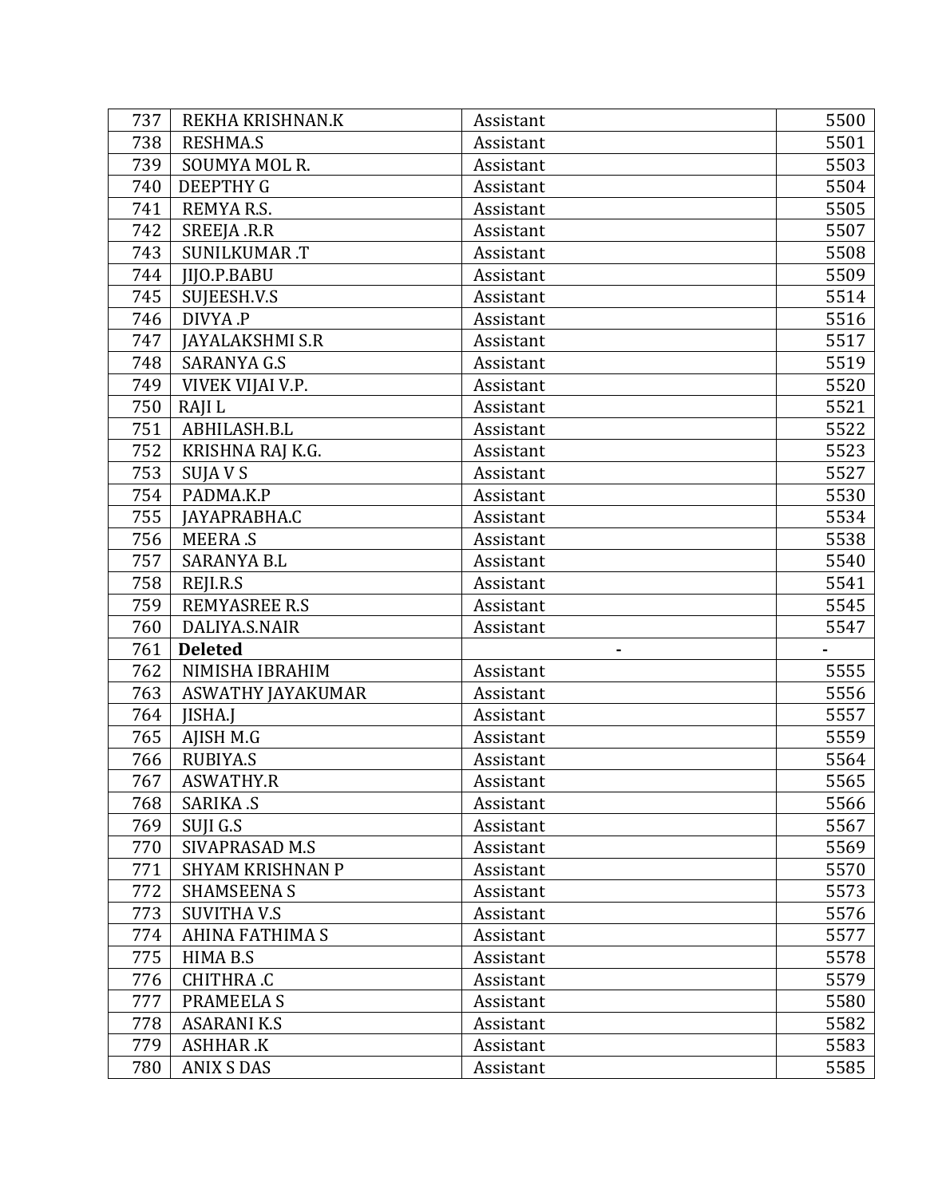| 737 | REKHA KRISHNAN.K | Assistant | 5500 |
|---|---|---|---|
| 738 | RESHMA.S | Assistant | 5501 |
| 739 | SOUMYA MOL R. | Assistant | 5503 |
| 740 | DEEPTHY G | Assistant | 5504 |
| 741 | REMYA R.S. | Assistant | 5505 |
| 742 | SREEJA .R.R | Assistant | 5507 |
| 743 | SUNILKUMAR .T | Assistant | 5508 |
| 744 | JIJO.P.BABU | Assistant | 5509 |
| 745 | SUJEESH.V.S | Assistant | 5514 |
| 746 | DIVYA .P | Assistant | 5516 |
| 747 | JAYALAKSHMI S.R | Assistant | 5517 |
| 748 | SARANYA G.S | Assistant | 5519 |
| 749 | VIVEK VIJAI V.P. | Assistant | 5520 |
| 750 | RAJI L | Assistant | 5521 |
| 751 | ABHILASH.B.L | Assistant | 5522 |
| 752 | KRISHNA RAJ K.G. | Assistant | 5523 |
| 753 | SUJA V S | Assistant | 5527 |
| 754 | PADMA.K.P | Assistant | 5530 |
| 755 | JAYAPRABHA.C | Assistant | 5534 |
| 756 | MEERA .S | Assistant | 5538 |
| 757 | SARANYA B.L | Assistant | 5540 |
| 758 | REJI.R.S | Assistant | 5541 |
| 759 | REMYASREE R.S | Assistant | 5545 |
| 760 | DALIYA.S.NAIR | Assistant | 5547 |
| 761 | **Deleted** | - | - |
| 762 | NIMISHA IBRAHIM | Assistant | 5555 |
| 763 | ASWATHY JAYAKUMAR | Assistant | 5556 |
| 764 | JISHA.J | Assistant | 5557 |
| 765 | AJISH M.G | Assistant | 5559 |
| 766 | RUBIYA.S | Assistant | 5564 |
| 767 | ASWATHY.R | Assistant | 5565 |
| 768 | SARIKA .S | Assistant | 5566 |
| 769 | SUJI G.S | Assistant | 5567 |
| 770 | SIVAPRASAD M.S | Assistant | 5569 |
| 771 | SHYAM KRISHNAN P | Assistant | 5570 |
| 772 | SHAMSEENA S | Assistant | 5573 |
| 773 | SUVITHA V.S | Assistant | 5576 |
| 774 | AHINA FATHIMA S | Assistant | 5577 |
| 775 | HIMA B.S | Assistant | 5578 |
| 776 | CHITHRA .C | Assistant | 5579 |
| 777 | PRAMEELA S | Assistant | 5580 |
| 778 | ASARANI K.S | Assistant | 5582 |
| 779 | ASHHAR .K | Assistant | 5583 |
| 780 | ANIX S DAS | Assistant | 5585 |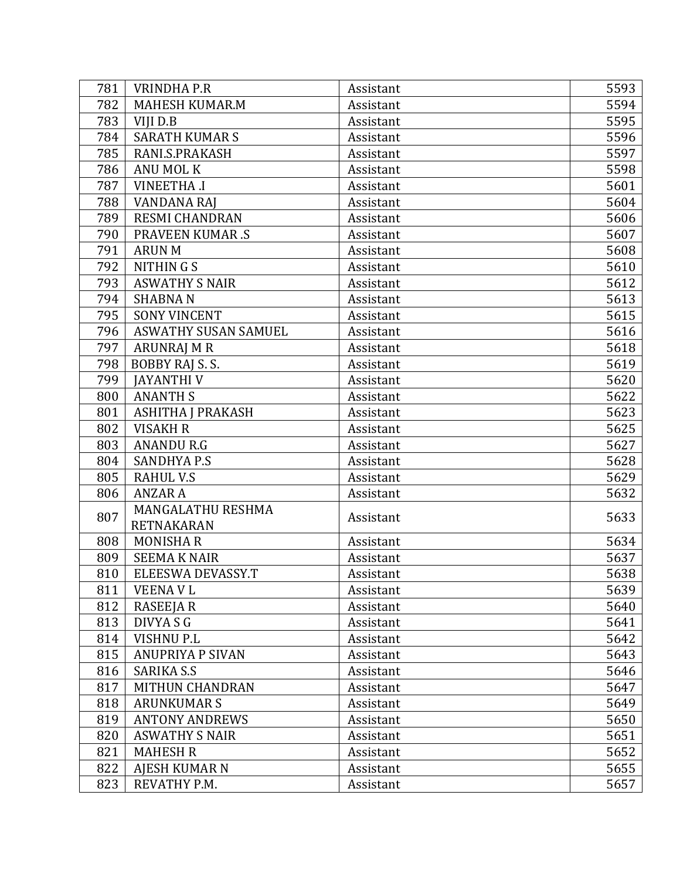| 781 | VRINDHA P.R | Assistant | 5593 |
|---|---|---|---|
| 782 | MAHESH KUMAR.M | Assistant | 5594 |
| 783 | VIJI D.B | Assistant | 5595 |
| 784 | SARATH KUMAR S | Assistant | 5596 |
| 785 | RANI.S.PRAKASH | Assistant | 5597 |
| 786 | ANU MOL K | Assistant | 5598 |
| 787 | VINEETHA .I | Assistant | 5601 |
| 788 | VANDANA RAJ | Assistant | 5604 |
| 789 | RESMI CHANDRAN | Assistant | 5606 |
| 790 | PRAVEEN KUMAR .S | Assistant | 5607 |
| 791 | ARUN M | Assistant | 5608 |
| 792 | NITHIN G S | Assistant | 5610 |
| 793 | ASWATHY S NAIR | Assistant | 5612 |
| 794 | SHABNA N | Assistant | 5613 |
| 795 | SONY VINCENT | Assistant | 5615 |
| 796 | ASWATHY SUSAN SAMUEL | Assistant | 5616 |
| 797 | ARUNRAJ M R | Assistant | 5618 |
| 798 | BOBBY RAJ S. S. | Assistant | 5619 |
| 799 | JAYANTHI V | Assistant | 5620 |
| 800 | ANANTH S | Assistant | 5622 |
| 801 | ASHITHA J PRAKASH | Assistant | 5623 |
| 802 | VISAKH R | Assistant | 5625 |
| 803 | ANANDU R.G | Assistant | 5627 |
| 804 | SANDHYA P.S | Assistant | 5628 |
| 805 | RAHUL V.S | Assistant | 5629 |
| 806 | ANZAR A | Assistant | 5632 |
| 807 | MANGALATHU RESHMA RETNAKARAN | Assistant | 5633 |
| 808 | MONISHA R | Assistant | 5634 |
| 809 | SEEMA K NAIR | Assistant | 5637 |
| 810 | ELEESWA DEVASSY.T | Assistant | 5638 |
| 811 | VEENA V L | Assistant | 5639 |
| 812 | RASEEJA R | Assistant | 5640 |
| 813 | DIVYA S G | Assistant | 5641 |
| 814 | VISHNU P.L | Assistant | 5642 |
| 815 | ANUPRIYA P SIVAN | Assistant | 5643 |
| 816 | SARIKA S.S | Assistant | 5646 |
| 817 | MITHUN CHANDRAN | Assistant | 5647 |
| 818 | ARUNKUMAR S | Assistant | 5649 |
| 819 | ANTONY ANDREWS | Assistant | 5650 |
| 820 | ASWATHY S NAIR | Assistant | 5651 |
| 821 | MAHESH R | Assistant | 5652 |
| 822 | AJESH KUMAR N | Assistant | 5655 |
| 823 | REVATHY P.M. | Assistant | 5657 |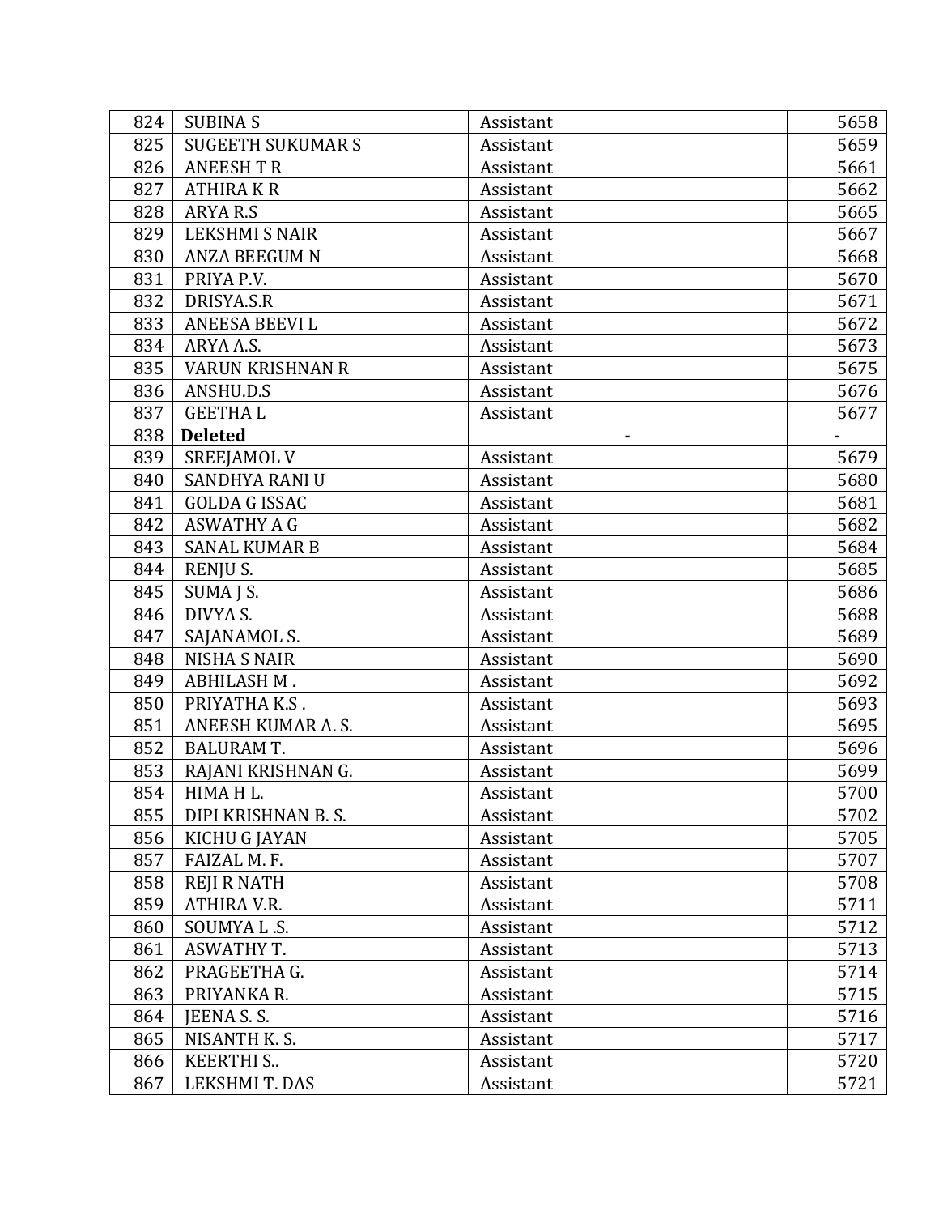| 824 | SUBINA S | Assistant | 5658 |
|---|---|---|---|
| 825 | SUGEETH SUKUMAR S | Assistant | 5659 |
| 826 | ANEESH T R | Assistant | 5661 |
| 827 | ATHIRA K R | Assistant | 5662 |
| 828 | ARYA R.S | Assistant | 5665 |
| 829 | LEKSHMI S NAIR | Assistant | 5667 |
| 830 | ANZA BEEGUM N | Assistant | 5668 |
| 831 | PRIYA P.V. | Assistant | 5670 |
| 832 | DRISYA.S.R | Assistant | 5671 |
| 833 | ANEESA BEEVI L | Assistant | 5672 |
| 834 | ARYA A.S. | Assistant | 5673 |
| 835 | VARUN KRISHNAN R | Assistant | 5675 |
| 836 | ANSHU.D.S | Assistant | 5676 |
| 837 | GEETHA L | Assistant | 5677 |
| 838 | **Deleted** | - | - |
| 839 | SREEJAMOL V | Assistant | 5679 |
| 840 | SANDHYA RANI U | Assistant | 5680 |
| 841 | GOLDA G ISSAC | Assistant | 5681 |
| 842 | ASWATHY A G | Assistant | 5682 |
| 843 | SANAL KUMAR B | Assistant | 5684 |
| 844 | RENJU S. | Assistant | 5685 |
| 845 | SUMA J S. | Assistant | 5686 |
| 846 | DIVYA S. | Assistant | 5688 |
| 847 | SAJANAMOL S. | Assistant | 5689 |
| 848 | NISHA S NAIR | Assistant | 5690 |
| 849 | ABHILASH M . | Assistant | 5692 |
| 850 | PRIYATHA K.S . | Assistant | 5693 |
| 851 | ANEESH KUMAR A. S. | Assistant | 5695 |
| 852 | BALURAM T. | Assistant | 5696 |
| 853 | RAJANI KRISHNAN G. | Assistant | 5699 |
| 854 | HIMA H L. | Assistant | 5700 |
| 855 | DIPI KRISHNAN B. S. | Assistant | 5702 |
| 856 | KICHU G JAYAN | Assistant | 5705 |
| 857 | FAIZAL M. F. | Assistant | 5707 |
| 858 | REJI R NATH | Assistant | 5708 |
| 859 | ATHIRA V.R. | Assistant | 5711 |
| 860 | SOUMYA L .S. | Assistant | 5712 |
| 861 | ASWATHY T. | Assistant | 5713 |
| 862 | PRAGEETHA G. | Assistant | 5714 |
| 863 | PRIYANKA R. | Assistant | 5715 |
| 864 | JEENA S. S. | Assistant | 5716 |
| 865 | NISANTH K. S. | Assistant | 5717 |
| 866 | KEERTHI S.. | Assistant | 5720 |
| 867 | LEKSHMI T. DAS | Assistant | 5721 |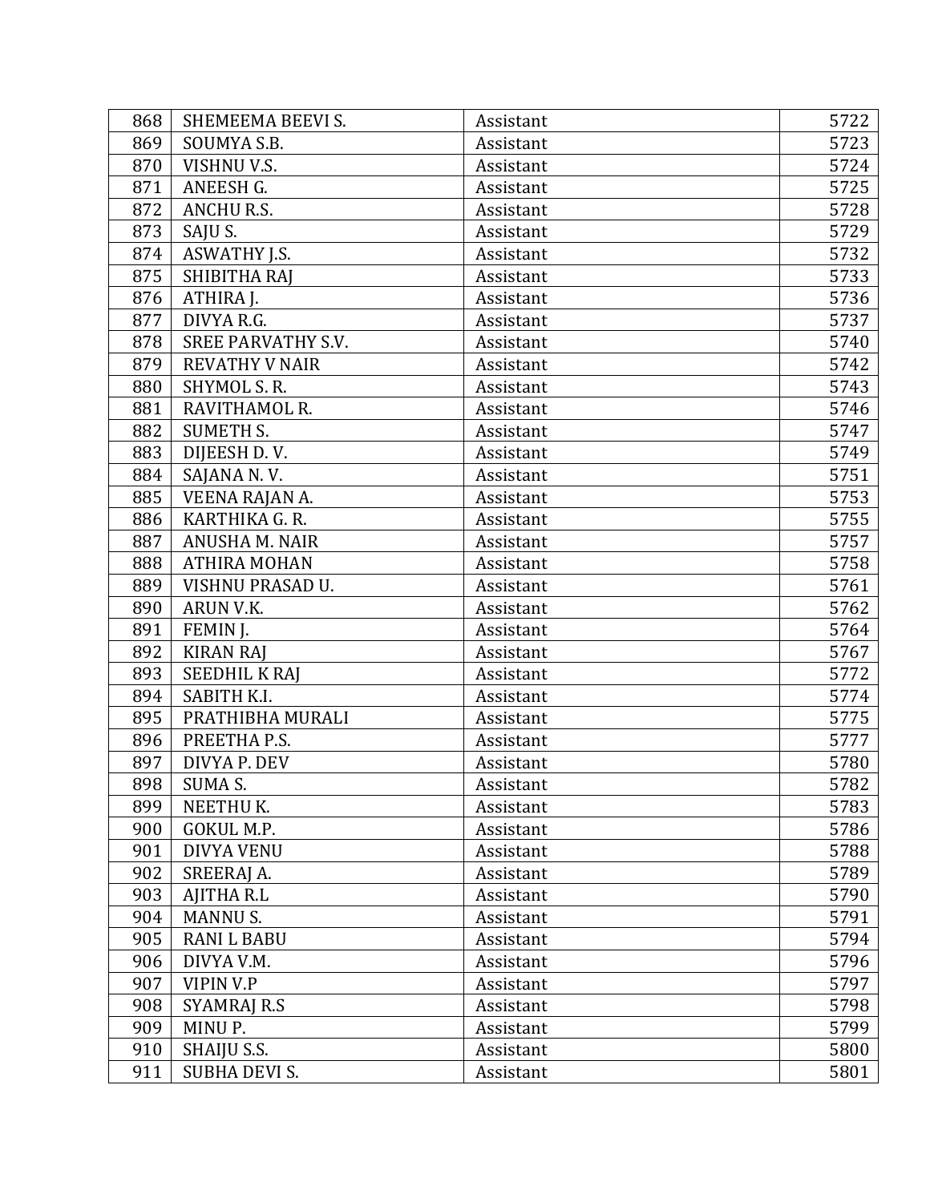| 868 | SHEMEEMA BEEVI S. | Assistant | 5722 |
|---|---|---|---|
| 869 | SOUMYA S.B. | Assistant | 5723 |
| 870 | VISHNU V.S. | Assistant | 5724 |
| 871 | ANEESH G. | Assistant | 5725 |
| 872 | ANCHU R.S. | Assistant | 5728 |
| 873 | SAJU S. | Assistant | 5729 |
| 874 | ASWATHY J.S. | Assistant | 5732 |
| 875 | SHIBITHA RAJ | Assistant | 5733 |
| 876 | ATHIRA J. | Assistant | 5736 |
| 877 | DIVYA R.G. | Assistant | 5737 |
| 878 | SREE PARVATHY S.V. | Assistant | 5740 |
| 879 | REVATHY V NAIR | Assistant | 5742 |
| 880 | SHYMOL S. R. | Assistant | 5743 |
| 881 | RAVITHAMOL R. | Assistant | 5746 |
| 882 | SUMETH S. | Assistant | 5747 |
| 883 | DIJEESH D. V. | Assistant | 5749 |
| 884 | SAJANA N. V. | Assistant | 5751 |
| 885 | VEENA RAJAN A. | Assistant | 5753 |
| 886 | KARTHIKA G. R. | Assistant | 5755 |
| 887 | ANUSHA M. NAIR | Assistant | 5757 |
| 888 | ATHIRA MOHAN | Assistant | 5758 |
| 889 | VISHNU PRASAD U. | Assistant | 5761 |
| 890 | ARUN V.K. | Assistant | 5762 |
| 891 | FEMIN J. | Assistant | 5764 |
| 892 | KIRAN RAJ | Assistant | 5767 |
| 893 | SEEDHIL K RAJ | Assistant | 5772 |
| 894 | SABITH K.I. | Assistant | 5774 |
| 895 | PRATHIBHA MURALI | Assistant | 5775 |
| 896 | PREETHA P.S. | Assistant | 5777 |
| 897 | DIVYA P. DEV | Assistant | 5780 |
| 898 | SUMA S. | Assistant | 5782 |
| 899 | NEETHU K. | Assistant | 5783 |
| 900 | GOKUL M.P. | Assistant | 5786 |
| 901 | DIVYA VENU | Assistant | 5788 |
| 902 | SREERAJ A. | Assistant | 5789 |
| 903 | AJITHA R.L | Assistant | 5790 |
| 904 | MANNU S. | Assistant | 5791 |
| 905 | RANI L BABU | Assistant | 5794 |
| 906 | DIVYA V.M. | Assistant | 5796 |
| 907 | VIPIN V.P | Assistant | 5797 |
| 908 | SYAMRAJ R.S | Assistant | 5798 |
| 909 | MINU P. | Assistant | 5799 |
| 910 | SHAIJU S.S. | Assistant | 5800 |
| 911 | SUBHA DEVI S. | Assistant | 5801 |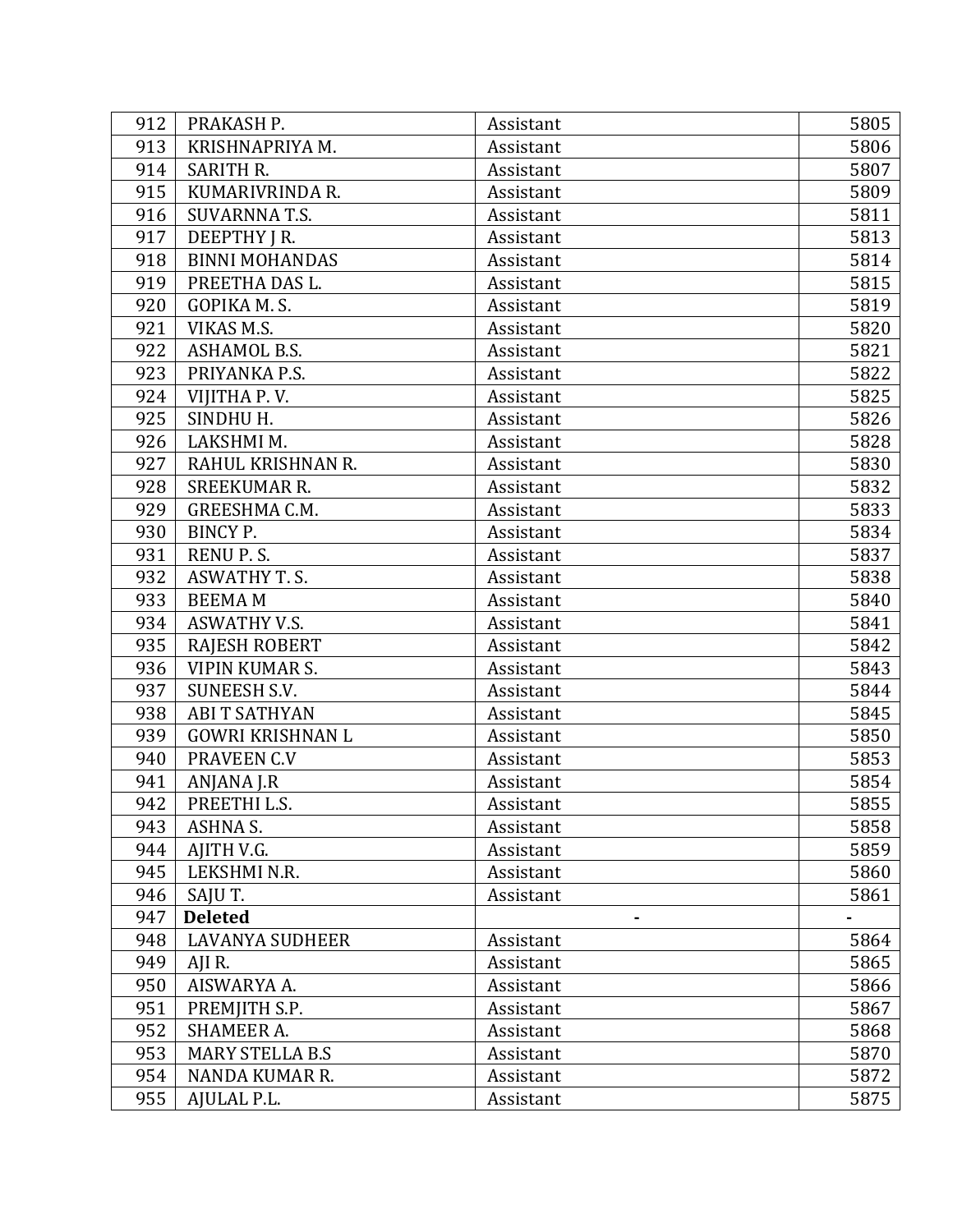| 912 | PRAKASH P. | Assistant | 5805 |
|---|---|---|---|
| 913 | KRISHNAPRIYA M. | Assistant | 5806 |
| 914 | SARITH R. | Assistant | 5807 |
| 915 | KUMARIVRINDA R. | Assistant | 5809 |
| 916 | SUVARNNA T.S. | Assistant | 5811 |
| 917 | DEEPTHY J R. | Assistant | 5813 |
| 918 | BINNI MOHANDAS | Assistant | 5814 |
| 919 | PREETHA DAS L. | Assistant | 5815 |
| 920 | GOPIKA M. S. | Assistant | 5819 |
| 921 | VIKAS M.S. | Assistant | 5820 |
| 922 | ASHAMOL B.S. | Assistant | 5821 |
| 923 | PRIYANKA P.S. | Assistant | 5822 |
| 924 | VIJITHA P. V. | Assistant | 5825 |
| 925 | SINDHU H. | Assistant | 5826 |
| 926 | LAKSHMI M. | Assistant | 5828 |
| 927 | RAHUL KRISHNAN R. | Assistant | 5830 |
| 928 | SREEKUMAR R. | Assistant | 5832 |
| 929 | GREESHMA C.M. | Assistant | 5833 |
| 930 | BINCY P. | Assistant | 5834 |
| 931 | RENU P. S. | Assistant | 5837 |
| 932 | ASWATHY T. S. | Assistant | 5838 |
| 933 | BEEMA M | Assistant | 5840 |
| 934 | ASWATHY V.S. | Assistant | 5841 |
| 935 | RAJESH ROBERT | Assistant | 5842 |
| 936 | VIPIN KUMAR S. | Assistant | 5843 |
| 937 | SUNEESH S.V. | Assistant | 5844 |
| 938 | ABI T SATHYAN | Assistant | 5845 |
| 939 | GOWRI KRISHNAN L | Assistant | 5850 |
| 940 | PRAVEEN C.V | Assistant | 5853 |
| 941 | ANJANA J.R | Assistant | 5854 |
| 942 | PREETHI L.S. | Assistant | 5855 |
| 943 | ASHNA S. | Assistant | 5858 |
| 944 | AJITH V.G. | Assistant | 5859 |
| 945 | LEKSHMI N.R. | Assistant | 5860 |
| 946 | SAJU T. | Assistant | 5861 |
| 947 | **Deleted** | - | - |
| 948 | LAVANYA SUDHEER | Assistant | 5864 |
| 949 | AJI R. | Assistant | 5865 |
| 950 | AISWARYA A. | Assistant | 5866 |
| 951 | PREMJITH S.P. | Assistant | 5867 |
| 952 | SHAMEER A. | Assistant | 5868 |
| 953 | MARY STELLA B.S | Assistant | 5870 |
| 954 | NANDA KUMAR R. | Assistant | 5872 |
| 955 | AJULAL P.L. | Assistant | 5875 |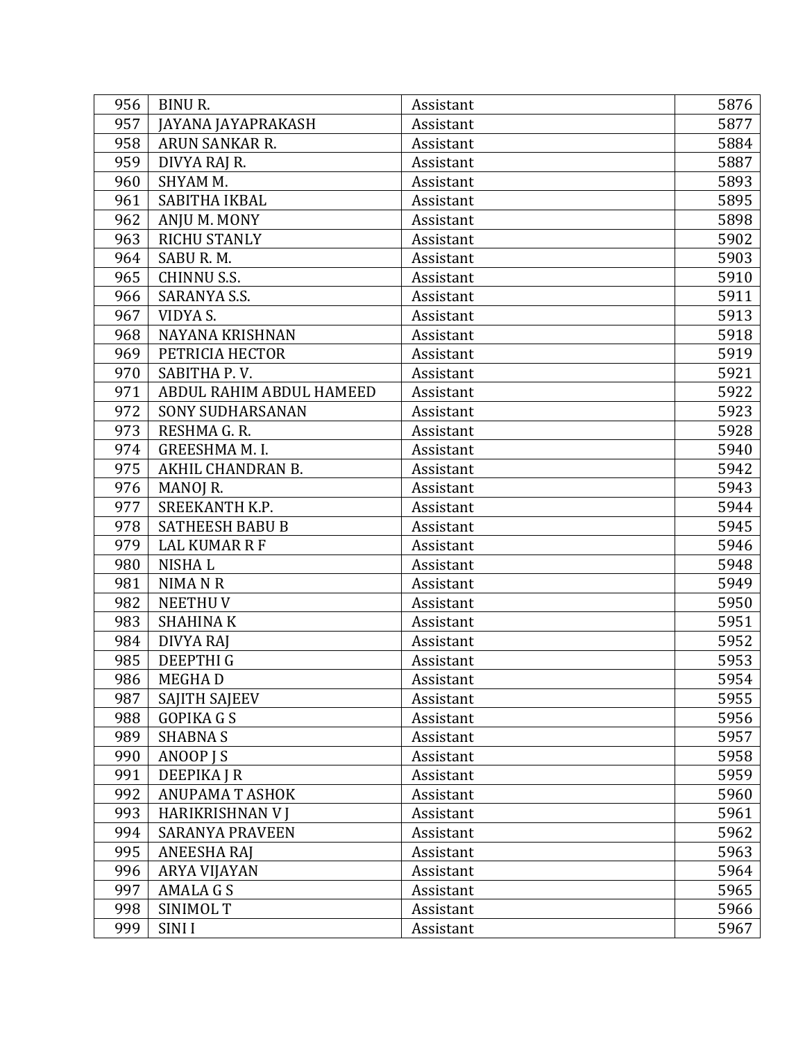| | | | |
|---|---|---|---|
| 956 | BINU R. | Assistant | 5876 |
| 957 | JAYANA JAYAPRAKASH | Assistant | 5877 |
| 958 | ARUN SANKAR R. | Assistant | 5884 |
| 959 | DIVYA RAJ R. | Assistant | 5887 |
| 960 | SHYAM M. | Assistant | 5893 |
| 961 | SABITHA IKBAL | Assistant | 5895 |
| 962 | ANJU M. MONY | Assistant | 5898 |
| 963 | RICHU STANLY | Assistant | 5902 |
| 964 | SABU R. M. | Assistant | 5903 |
| 965 | CHINNU S.S. | Assistant | 5910 |
| 966 | SARANYA S.S. | Assistant | 5911 |
| 967 | VIDYA S. | Assistant | 5913 |
| 968 | NAYANA KRISHNAN | Assistant | 5918 |
| 969 | PETRICIA HECTOR | Assistant | 5919 |
| 970 | SABITHA P. V. | Assistant | 5921 |
| 971 | ABDUL RAHIM ABDUL HAMEED | Assistant | 5922 |
| 972 | SONY SUDHARSANAN | Assistant | 5923 |
| 973 | RESHMA G. R. | Assistant | 5928 |
| 974 | GREESHMA M. I. | Assistant | 5940 |
| 975 | AKHIL CHANDRAN B. | Assistant | 5942 |
| 976 | MANOJ R. | Assistant | 5943 |
| 977 | SREEKANTH K.P. | Assistant | 5944 |
| 978 | SATHEESH BABU B | Assistant | 5945 |
| 979 | LAL KUMAR R F | Assistant | 5946 |
| 980 | NISHA L | Assistant | 5948 |
| 981 | NIMA N R | Assistant | 5949 |
| 982 | NEETHU V | Assistant | 5950 |
| 983 | SHAHINA K | Assistant | 5951 |
| 984 | DIVYA RAJ | Assistant | 5952 |
| 985 | DEEPTHI G | Assistant | 5953 |
| 986 | MEGHA D | Assistant | 5954 |
| 987 | SAJITH SAJEEV | Assistant | 5955 |
| 988 | GOPIKA G S | Assistant | 5956 |
| 989 | SHABNA S | Assistant | 5957 |
| 990 | ANOOP J S | Assistant | 5958 |
| 991 | DEEPIKA J R | Assistant | 5959 |
| 992 | ANUPAMA T ASHOK | Assistant | 5960 |
| 993 | HARIKRISHNAN V J | Assistant | 5961 |
| 994 | SARANYA PRAVEEN | Assistant | 5962 |
| 995 | ANEESHA RAJ | Assistant | 5963 |
| 996 | ARYA VIJAYAN | Assistant | 5964 |
| 997 | AMALA G S | Assistant | 5965 |
| 998 | SINIMOL T | Assistant | 5966 |
| 999 | SINI I | Assistant | 5967 |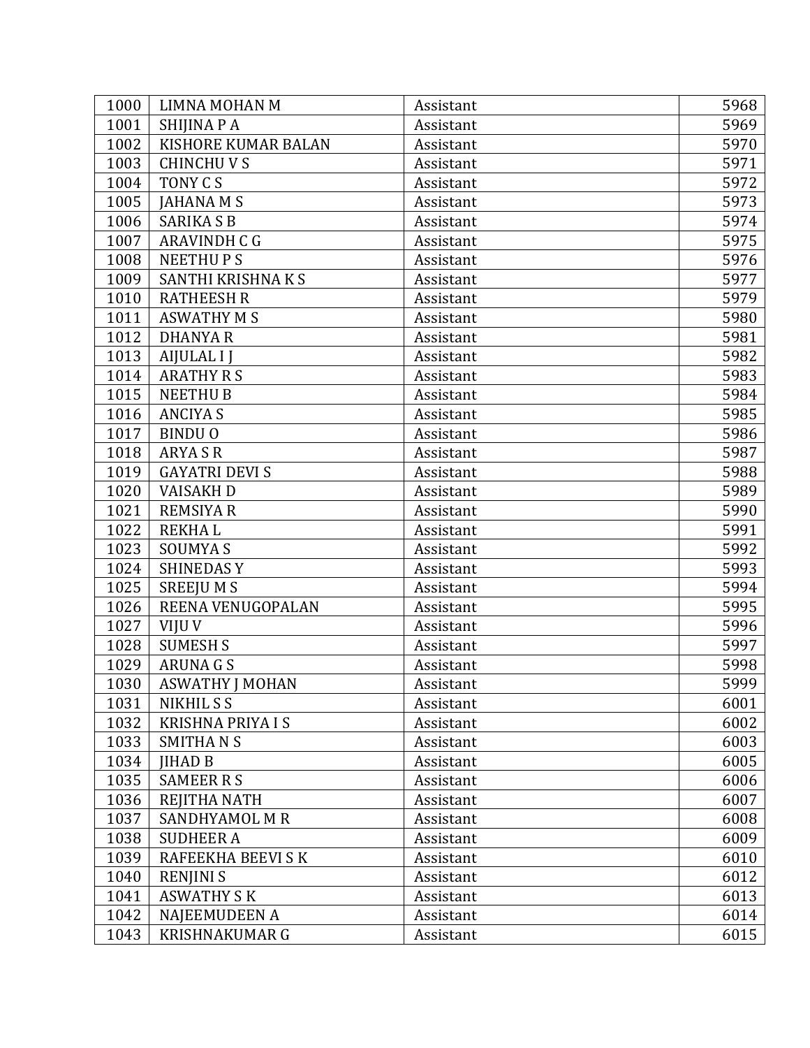| 1000 | LIMNA MOHAN M | Assistant | 5968 |
|---|---|---|---|
| 1001 | SHIJINA P A | Assistant | 5969 |
| 1002 | KISHORE KUMAR BALAN | Assistant | 5970 |
| 1003 | CHINCHU V S | Assistant | 5971 |
| 1004 | TONY C S | Assistant | 5972 |
| 1005 | JAHANA M S | Assistant | 5973 |
| 1006 | SARIKA S B | Assistant | 5974 |
| 1007 | ARAVINDH C G | Assistant | 5975 |
| 1008 | NEETHU P S | Assistant | 5976 |
| 1009 | SANTHI KRISHNA K S | Assistant | 5977 |
| 1010 | RATHEESH R | Assistant | 5979 |
| 1011 | ASWATHY M S | Assistant | 5980 |
| 1012 | DHANYA R | Assistant | 5981 |
| 1013 | AIJULAL I J | Assistant | 5982 |
| 1014 | ARATHY R S | Assistant | 5983 |
| 1015 | NEETHU B | Assistant | 5984 |
| 1016 | ANCIYA S | Assistant | 5985 |
| 1017 | BINDU O | Assistant | 5986 |
| 1018 | ARYA S R | Assistant | 5987 |
| 1019 | GAYATRI DEVI S | Assistant | 5988 |
| 1020 | VAISAKH D | Assistant | 5989 |
| 1021 | REMSIYA R | Assistant | 5990 |
| 1022 | REKHA L | Assistant | 5991 |
| 1023 | SOUMYA S | Assistant | 5992 |
| 1024 | SHINEDAS Y | Assistant | 5993 |
| 1025 | SREEJU M S | Assistant | 5994 |
| 1026 | REENA VENUGOPALAN | Assistant | 5995 |
| 1027 | VIJU V | Assistant | 5996 |
| 1028 | SUMESH S | Assistant | 5997 |
| 1029 | ARUNA G S | Assistant | 5998 |
| 1030 | ASWATHY J MOHAN | Assistant | 5999 |
| 1031 | NIKHIL S S | Assistant | 6001 |
| 1032 | KRISHNA PRIYA I S | Assistant | 6002 |
| 1033 | SMITHA N S | Assistant | 6003 |
| 1034 | JIHAD B | Assistant | 6005 |
| 1035 | SAMEER R S | Assistant | 6006 |
| 1036 | REJITHA NATH | Assistant | 6007 |
| 1037 | SANDHYAMOL M R | Assistant | 6008 |
| 1038 | SUDHEER A | Assistant | 6009 |
| 1039 | RAFEEKHA BEEVI S K | Assistant | 6010 |
| 1040 | RENJINI S | Assistant | 6012 |
| 1041 | ASWATHY S K | Assistant | 6013 |
| 1042 | NAJEEMUDEEN A | Assistant | 6014 |
| 1043 | KRISHNAKUMAR G | Assistant | 6015 |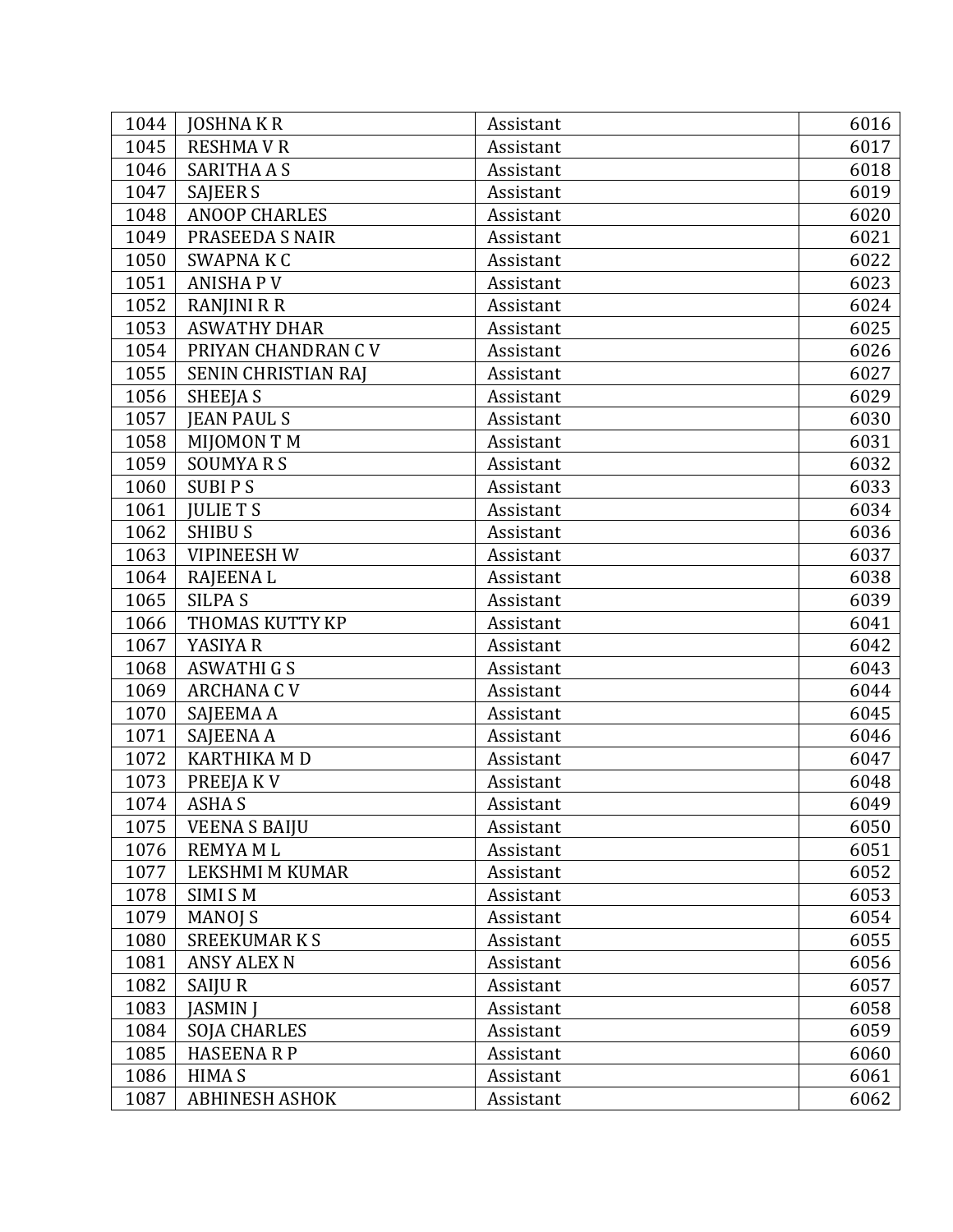| 1044 | JOSHNA K R | Assistant | 6016 |
|---|---|---|---|
| 1045 | RESHMA V R | Assistant | 6017 |
| 1046 | SARITHA A S | Assistant | 6018 |
| 1047 | SAJEER S | Assistant | 6019 |
| 1048 | ANOOP CHARLES | Assistant | 6020 |
| 1049 | PRASEEDA S NAIR | Assistant | 6021 |
| 1050 | SWAPNA K C | Assistant | 6022 |
| 1051 | ANISHA P V | Assistant | 6023 |
| 1052 | RANJINI R R | Assistant | 6024 |
| 1053 | ASWATHY DHAR | Assistant | 6025 |
| 1054 | PRIYAN CHANDRAN C V | Assistant | 6026 |
| 1055 | SENIN CHRISTIAN RAJ | Assistant | 6027 |
| 1056 | SHEEJA S | Assistant | 6029 |
| 1057 | JEAN PAUL S | Assistant | 6030 |
| 1058 | MIJOMON T M | Assistant | 6031 |
| 1059 | SOUMYA R S | Assistant | 6032 |
| 1060 | SUBI P S | Assistant | 6033 |
| 1061 | JULIE T S | Assistant | 6034 |
| 1062 | SHIBU S | Assistant | 6036 |
| 1063 | VIPINEESH W | Assistant | 6037 |
| 1064 | RAJEENA L | Assistant | 6038 |
| 1065 | SILPA S | Assistant | 6039 |
| 1066 | THOMAS KUTTY KP | Assistant | 6041 |
| 1067 | YASIYA R | Assistant | 6042 |
| 1068 | ASWATHI G S | Assistant | 6043 |
| 1069 | ARCHANA C V | Assistant | 6044 |
| 1070 | SAJEEMA A | Assistant | 6045 |
| 1071 | SAJEENA A | Assistant | 6046 |
| 1072 | KARTHIKA M D | Assistant | 6047 |
| 1073 | PREEJA K V | Assistant | 6048 |
| 1074 | ASHA S | Assistant | 6049 |
| 1075 | VEENA S BAIJU | Assistant | 6050 |
| 1076 | REMYA M L | Assistant | 6051 |
| 1077 | LEKSHMI M KUMAR | Assistant | 6052 |
| 1078 | SIMI S M | Assistant | 6053 |
| 1079 | MANOJ S | Assistant | 6054 |
| 1080 | SREEKUMAR K S | Assistant | 6055 |
| 1081 | ANSY ALEX N | Assistant | 6056 |
| 1082 | SAIJU R | Assistant | 6057 |
| 1083 | JASMIN J | Assistant | 6058 |
| 1084 | SOJA CHARLES | Assistant | 6059 |
| 1085 | HASEENA R P | Assistant | 6060 |
| 1086 | HIMA S | Assistant | 6061 |
| 1087 | ABHINESH ASHOK | Assistant | 6062 |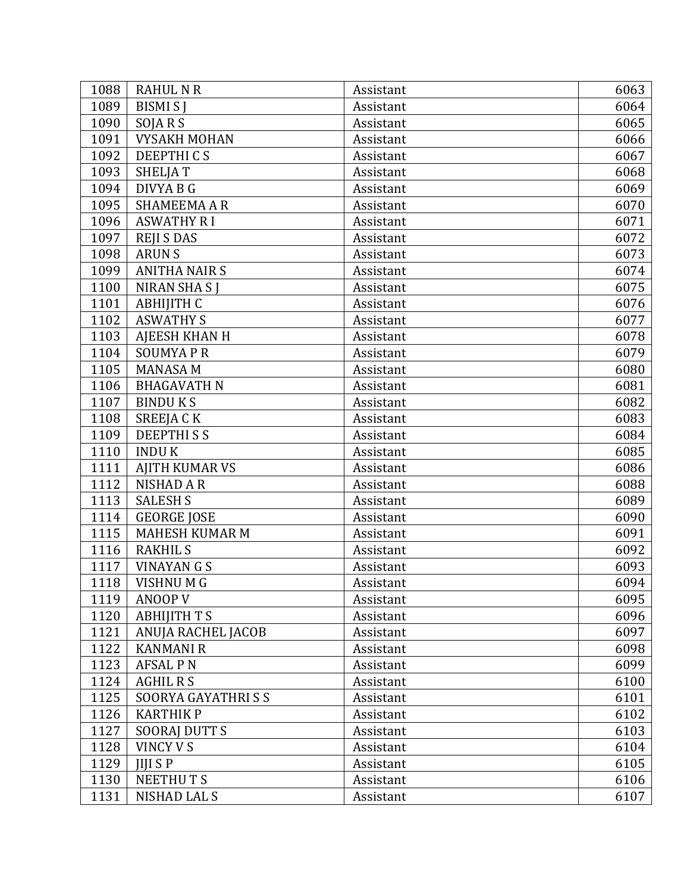| 1088 | RAHUL N R | Assistant | 6063 |
|---|---|---|---|
| 1089 | BISMI S J | Assistant | 6064 |
| 1090 | SOJA R S | Assistant | 6065 |
| 1091 | VYSAKH MOHAN | Assistant | 6066 |
| 1092 | DEEPTHI C S | Assistant | 6067 |
| 1093 | SHELJA T | Assistant | 6068 |
| 1094 | DIVYA B G | Assistant | 6069 |
| 1095 | SHAMEEMA A R | Assistant | 6070 |
| 1096 | ASWATHY R I | Assistant | 6071 |
| 1097 | REJI S DAS | Assistant | 6072 |
| 1098 | ARUN S | Assistant | 6073 |
| 1099 | ANITHA NAIR S | Assistant | 6074 |
| 1100 | NIRAN SHA S J | Assistant | 6075 |
| 1101 | ABHIJITH C | Assistant | 6076 |
| 1102 | ASWATHY S | Assistant | 6077 |
| 1103 | AJEESH KHAN H | Assistant | 6078 |
| 1104 | SOUMYA P R | Assistant | 6079 |
| 1105 | MANASA M | Assistant | 6080 |
| 1106 | BHAGAVATH N | Assistant | 6081 |
| 1107 | BINDU K S | Assistant | 6082 |
| 1108 | SREEJA C K | Assistant | 6083 |
| 1109 | DEEPTHI S S | Assistant | 6084 |
| 1110 | INDU K | Assistant | 6085 |
| 1111 | AJITH KUMAR VS | Assistant | 6086 |
| 1112 | NISHAD A R | Assistant | 6088 |
| 1113 | SALESH S | Assistant | 6089 |
| 1114 | GEORGE JOSE | Assistant | 6090 |
| 1115 | MAHESH KUMAR M | Assistant | 6091 |
| 1116 | RAKHIL S | Assistant | 6092 |
| 1117 | VINAYAN G S | Assistant | 6093 |
| 1118 | VISHNU M G | Assistant | 6094 |
| 1119 | ANOOP V | Assistant | 6095 |
| 1120 | ABHIJITH T S | Assistant | 6096 |
| 1121 | ANUJA RACHEL JACOB | Assistant | 6097 |
| 1122 | KANMANI R | Assistant | 6098 |
| 1123 | AFSAL P N | Assistant | 6099 |
| 1124 | AGHIL R S | Assistant | 6100 |
| 1125 | SOORYA GAYATHRI S S | Assistant | 6101 |
| 1126 | KARTHIK P | Assistant | 6102 |
| 1127 | SOORAJ DUTT S | Assistant | 6103 |
| 1128 | VINCY V S | Assistant | 6104 |
| 1129 | JIJI S P | Assistant | 6105 |
| 1130 | NEETHU T S | Assistant | 6106 |
| 1131 | NISHAD LAL S | Assistant | 6107 |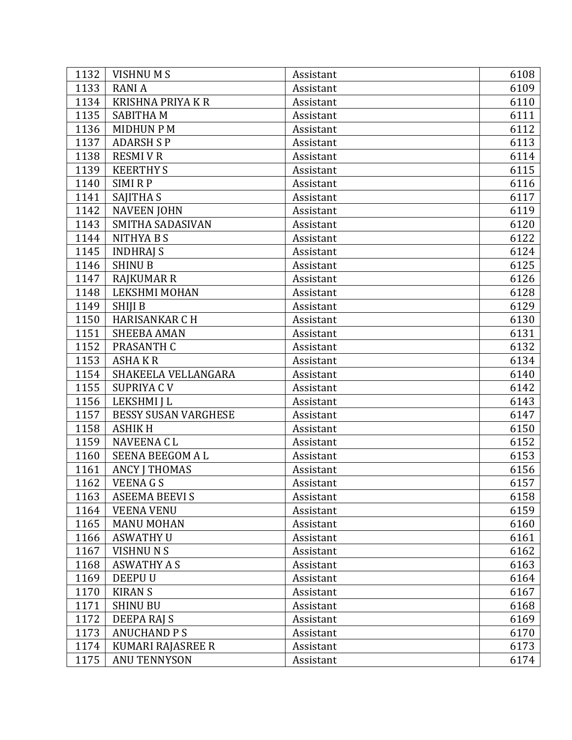| 1132 | VISHNU M S | Assistant | 6108 |
|---|---|---|---|
| 1133 | RANI A | Assistant | 6109 |
| 1134 | KRISHNA PRIYA K R | Assistant | 6110 |
| 1135 | SABITHA M | Assistant | 6111 |
| 1136 | MIDHUN P M | Assistant | 6112 |
| 1137 | ADARSH S P | Assistant | 6113 |
| 1138 | RESMI V R | Assistant | 6114 |
| 1139 | KEERTHY S | Assistant | 6115 |
| 1140 | SIMI R P | Assistant | 6116 |
| 1141 | SAJITHA S | Assistant | 6117 |
| 1142 | NAVEEN JOHN | Assistant | 6119 |
| 1143 | SMITHA SADASIVAN | Assistant | 6120 |
| 1144 | NITHYA B S | Assistant | 6122 |
| 1145 | INDHRAJ S | Assistant | 6124 |
| 1146 | SHINU B | Assistant | 6125 |
| 1147 | RAJKUMAR R | Assistant | 6126 |
| 1148 | LEKSHMI MOHAN | Assistant | 6128 |
| 1149 | SHIJI B | Assistant | 6129 |
| 1150 | HARISANKAR C H | Assistant | 6130 |
| 1151 | SHEEBA AMAN | Assistant | 6131 |
| 1152 | PRASANTH C | Assistant | 6132 |
| 1153 | ASHA K R | Assistant | 6134 |
| 1154 | SHAKEELA VELLANGARA | Assistant | 6140 |
| 1155 | SUPRIYA C V | Assistant | 6142 |
| 1156 | LEKSHMI J L | Assistant | 6143 |
| 1157 | BESSY SUSAN VARGHESE | Assistant | 6147 |
| 1158 | ASHIK H | Assistant | 6150 |
| 1159 | NAVEENA C L | Assistant | 6152 |
| 1160 | SEENA BEEGOM A L | Assistant | 6153 |
| 1161 | ANCY J THOMAS | Assistant | 6156 |
| 1162 | VEENA G S | Assistant | 6157 |
| 1163 | ASEEMA BEEVI S | Assistant | 6158 |
| 1164 | VEENA VENU | Assistant | 6159 |
| 1165 | MANU MOHAN | Assistant | 6160 |
| 1166 | ASWATHY U | Assistant | 6161 |
| 1167 | VISHNU N S | Assistant | 6162 |
| 1168 | ASWATHY A S | Assistant | 6163 |
| 1169 | DEEPU U | Assistant | 6164 |
| 1170 | KIRAN S | Assistant | 6167 |
| 1171 | SHINU BU | Assistant | 6168 |
| 1172 | DEEPA RAJ S | Assistant | 6169 |
| 1173 | ANUCHAND P S | Assistant | 6170 |
| 1174 | KUMARI RAJASREE R | Assistant | 6173 |
| 1175 | ANU TENNYSON | Assistant | 6174 |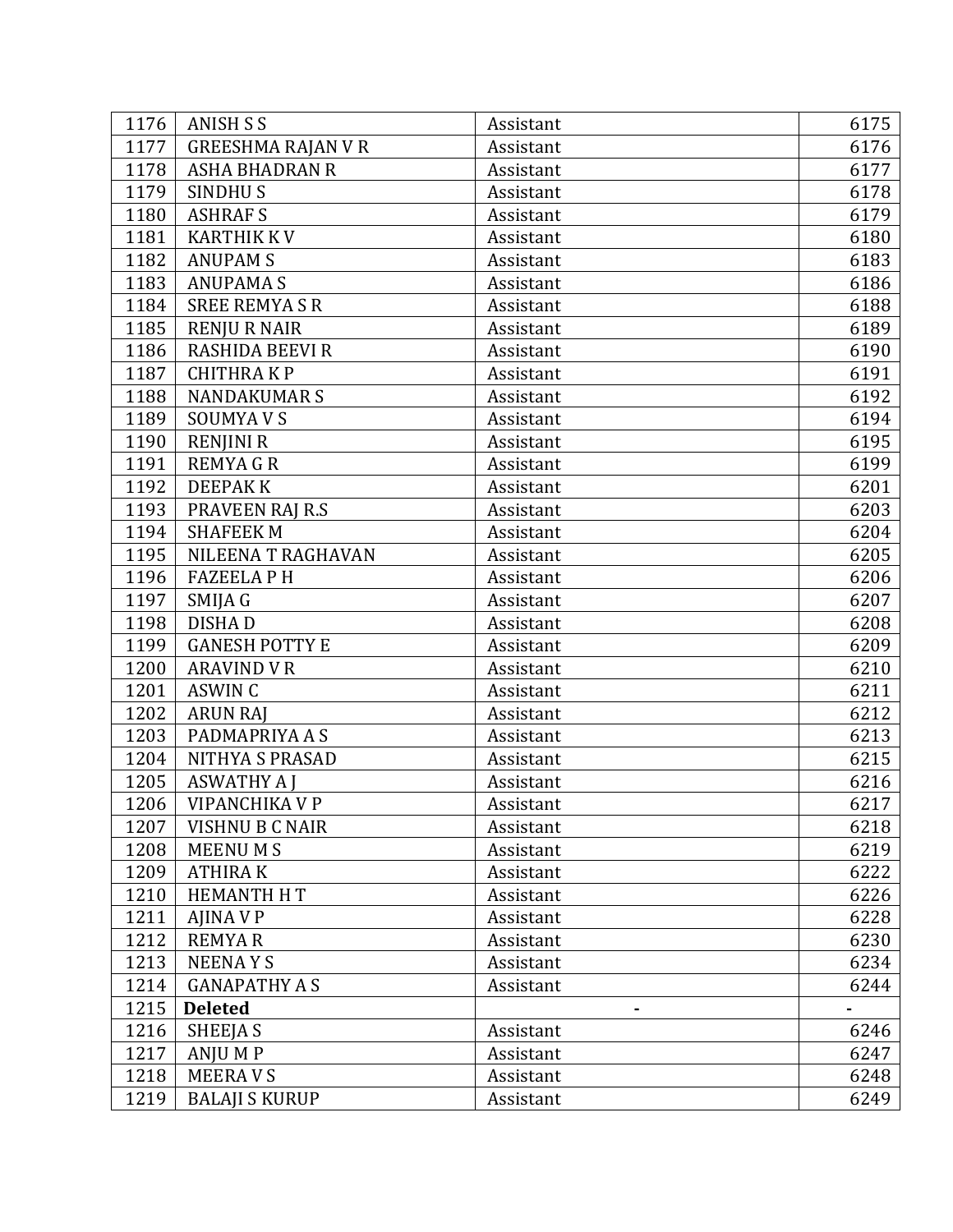| | | | |
|---|---|---|---|
| 1176 | ANISH S S | Assistant | 6175 |
| 1177 | GREESHMA RAJAN V R | Assistant | 6176 |
| 1178 | ASHA BHADRAN R | Assistant | 6177 |
| 1179 | SINDHU S | Assistant | 6178 |
| 1180 | ASHRAF S | Assistant | 6179 |
| 1181 | KARTHIK K V | Assistant | 6180 |
| 1182 | ANUPAM S | Assistant | 6183 |
| 1183 | ANUPAMA S | Assistant | 6186 |
| 1184 | SREE REMYA S R | Assistant | 6188 |
| 1185 | RENJU R NAIR | Assistant | 6189 |
| 1186 | RASHIDA BEEVI R | Assistant | 6190 |
| 1187 | CHITHRA K P | Assistant | 6191 |
| 1188 | NANDAKUMAR S | Assistant | 6192 |
| 1189 | SOUMYA V S | Assistant | 6194 |
| 1190 | RENJINI R | Assistant | 6195 |
| 1191 | REMYA G R | Assistant | 6199 |
| 1192 | DEEPAK K | Assistant | 6201 |
| 1193 | PRAVEEN RAJ R.S | Assistant | 6203 |
| 1194 | SHAFEEK M | Assistant | 6204 |
| 1195 | NILEENA T RAGHAVAN | Assistant | 6205 |
| 1196 | FAZEELA P H | Assistant | 6206 |
| 1197 | SMIJA G | Assistant | 6207 |
| 1198 | DISHA D | Assistant | 6208 |
| 1199 | GANESH POTTY E | Assistant | 6209 |
| 1200 | ARAVIND V R | Assistant | 6210 |
| 1201 | ASWIN C | Assistant | 6211 |
| 1202 | ARUN RAJ | Assistant | 6212 |
| 1203 | PADMAPRIYA A S | Assistant | 6213 |
| 1204 | NITHYA S PRASAD | Assistant | 6215 |
| 1205 | ASWATHY A J | Assistant | 6216 |
| 1206 | VIPANCHIKA V P | Assistant | 6217 |
| 1207 | VISHNU B C NAIR | Assistant | 6218 |
| 1208 | MEENU M S | Assistant | 6219 |
| 1209 | ATHIRA K | Assistant | 6222 |
| 1210 | HEMANTH H T | Assistant | 6226 |
| 1211 | AJINA V P | Assistant | 6228 |
| 1212 | REMYA R | Assistant | 6230 |
| 1213 | NEENA Y S | Assistant | 6234 |
| 1214 | GANAPATHY A S | Assistant | 6244 |
| 1215 | **Deleted** | - | - |
| 1216 | SHEEJA S | Assistant | 6246 |
| 1217 | ANJU M P | Assistant | 6247 |
| 1218 | MEERA V S | Assistant | 6248 |
| 1219 | BALAJI S KURUP | Assistant | 6249 |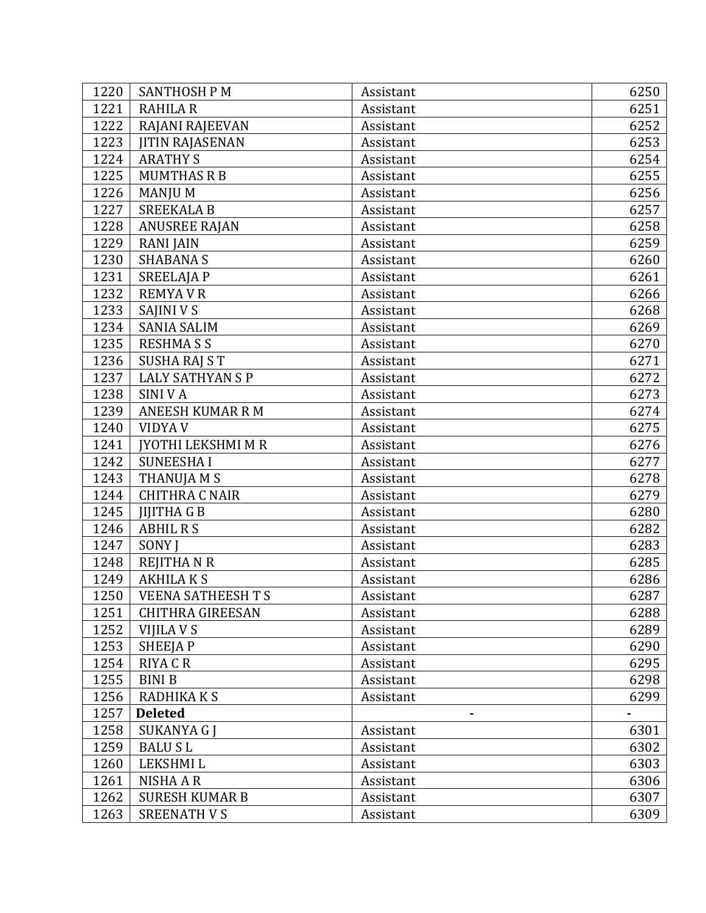| 1220 | SANTHOSH P M | Assistant | 6250 |
|---|---|---|---|
| 1221 | RAHILA R | Assistant | 6251 |
| 1222 | RAJANI RAJEEVAN | Assistant | 6252 |
| 1223 | JITIN RAJASENAN | Assistant | 6253 |
| 1224 | ARATHY S | Assistant | 6254 |
| 1225 | MUMTHAS R B | Assistant | 6255 |
| 1226 | MANJU M | Assistant | 6256 |
| 1227 | SREEKALA B | Assistant | 6257 |
| 1228 | ANUSREE RAJAN | Assistant | 6258 |
| 1229 | RANI JAIN | Assistant | 6259 |
| 1230 | SHABANA S | Assistant | 6260 |
| 1231 | SREELAJA P | Assistant | 6261 |
| 1232 | REMYA V R | Assistant | 6266 |
| 1233 | SAJINI V S | Assistant | 6268 |
| 1234 | SANIA SALIM | Assistant | 6269 |
| 1235 | RESHMA S S | Assistant | 6270 |
| 1236 | SUSHA RAJ S T | Assistant | 6271 |
| 1237 | LALY SATHYAN S P | Assistant | 6272 |
| 1238 | SINI V A | Assistant | 6273 |
| 1239 | ANEESH KUMAR R M | Assistant | 6274 |
| 1240 | VIDYA V | Assistant | 6275 |
| 1241 | JYOTHI LEKSHMI M R | Assistant | 6276 |
| 1242 | SUNEESHA I | Assistant | 6277 |
| 1243 | THANUJA M S | Assistant | 6278 |
| 1244 | CHITHRA C NAIR | Assistant | 6279 |
| 1245 | JIJITHA G B | Assistant | 6280 |
| 1246 | ABHIL R S | Assistant | 6282 |
| 1247 | SONY J | Assistant | 6283 |
| 1248 | REJITHA N R | Assistant | 6285 |
| 1249 | AKHILA K S | Assistant | 6286 |
| 1250 | VEENA SATHEESH T S | Assistant | 6287 |
| 1251 | CHITHRA GIREESAN | Assistant | 6288 |
| 1252 | VIJILA V S | Assistant | 6289 |
| 1253 | SHEEJA P | Assistant | 6290 |
| 1254 | RIYA C R | Assistant | 6295 |
| 1255 | BINI B | Assistant | 6298 |
| 1256 | RADHIKA K S | Assistant | 6299 |
| 1257 | **Deleted** | - | - |
| 1258 | SUKANYA G J | Assistant | 6301 |
| 1259 | BALU S L | Assistant | 6302 |
| 1260 | LEKSHMI L | Assistant | 6303 |
| 1261 | NISHA A R | Assistant | 6306 |
| 1262 | SURESH KUMAR B | Assistant | 6307 |
| 1263 | SREENATH V S | Assistant | 6309 |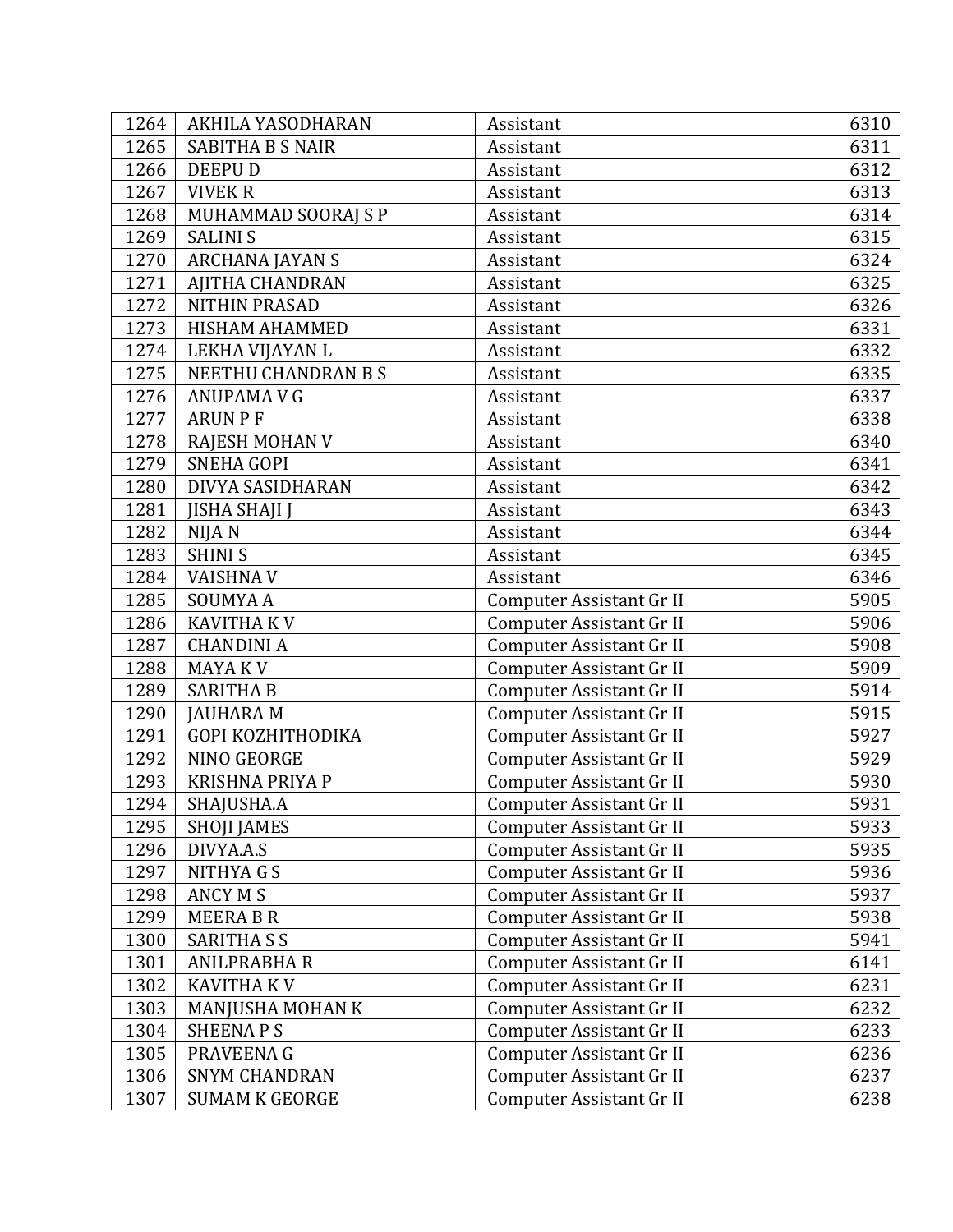| 1264 | AKHILA YASODHARAN | Assistant | 6310 |
|---|---|---|---|
| 1265 | SABITHA B S NAIR | Assistant | 6311 |
| 1266 | DEEPU D | Assistant | 6312 |
| 1267 | VIVEK R | Assistant | 6313 |
| 1268 | MUHAMMAD SOORAJ S P | Assistant | 6314 |
| 1269 | SALINI S | Assistant | 6315 |
| 1270 | ARCHANA JAYAN S | Assistant | 6324 |
| 1271 | AJITHA CHANDRAN | Assistant | 6325 |
| 1272 | NITHIN PRASAD | Assistant | 6326 |
| 1273 | HISHAM AHAMMED | Assistant | 6331 |
| 1274 | LEKHA VIJAYAN L | Assistant | 6332 |
| 1275 | NEETHU CHANDRAN B S | Assistant | 6335 |
| 1276 | ANUPAMA V G | Assistant | 6337 |
| 1277 | ARUN P F | Assistant | 6338 |
| 1278 | RAJESH MOHAN V | Assistant | 6340 |
| 1279 | SNEHA GOPI | Assistant | 6341 |
| 1280 | DIVYA SASIDHARAN | Assistant | 6342 |
| 1281 | JISHA SHAJI J | Assistant | 6343 |
| 1282 | NIJA N | Assistant | 6344 |
| 1283 | SHINI S | Assistant | 6345 |
| 1284 | VAISHNA V | Assistant | 6346 |
| 1285 | SOUMYA A | Computer Assistant Gr II | 5905 |
| 1286 | KAVITHA K V | Computer Assistant Gr II | 5906 |
| 1287 | CHANDINI A | Computer Assistant Gr II | 5908 |
| 1288 | MAYA K V | Computer Assistant Gr II | 5909 |
| 1289 | SARITHA B | Computer Assistant Gr II | 5914 |
| 1290 | JAUHARA M | Computer Assistant Gr II | 5915 |
| 1291 | GOPI KOZHITHODIKA | Computer Assistant Gr II | 5927 |
| 1292 | NINO GEORGE | Computer Assistant Gr II | 5929 |
| 1293 | KRISHNA PRIYA P | Computer Assistant Gr II | 5930 |
| 1294 | SHAJUSHA.A | Computer Assistant Gr II | 5931 |
| 1295 | SHOJI JAMES | Computer Assistant Gr II | 5933 |
| 1296 | DIVYA.A.S | Computer Assistant Gr II | 5935 |
| 1297 | NITHYA G S | Computer Assistant Gr II | 5936 |
| 1298 | ANCY M S | Computer Assistant Gr II | 5937 |
| 1299 | MEERA B R | Computer Assistant Gr II | 5938 |
| 1300 | SARITHA S S | Computer Assistant Gr II | 5941 |
| 1301 | ANILPRABHA R | Computer Assistant Gr II | 6141 |
| 1302 | KAVITHA K V | Computer Assistant Gr II | 6231 |
| 1303 | MANJUSHA MOHAN K | Computer Assistant Gr II | 6232 |
| 1304 | SHEENA P S | Computer Assistant Gr II | 6233 |
| 1305 | PRAVEENA G | Computer Assistant Gr II | 6236 |
| 1306 | SNYM CHANDRAN | Computer Assistant Gr II | 6237 |
| 1307 | SUMAM K GEORGE | Computer Assistant Gr II | 6238 |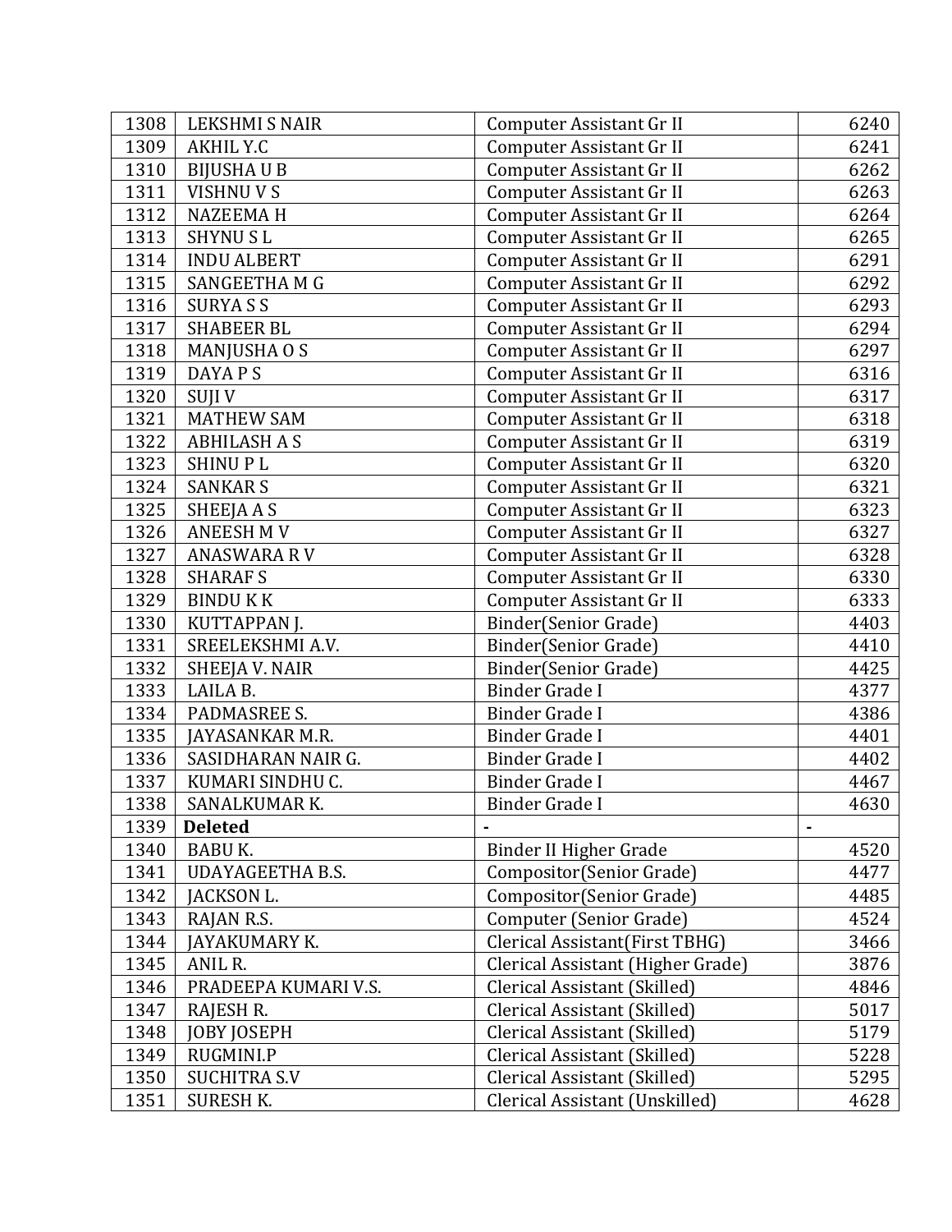| 1308 | LEKSHMI S NAIR | Computer Assistant Gr II | 6240 |
|---|---|---|---|
| 1309 | AKHIL Y.C | Computer Assistant Gr II | 6241 |
| 1310 | BIJUSHA U B | Computer Assistant Gr II | 6262 |
| 1311 | VISHNU V S | Computer Assistant Gr II | 6263 |
| 1312 | NAZEEMA H | Computer Assistant Gr II | 6264 |
| 1313 | SHYNU S L | Computer Assistant Gr II | 6265 |
| 1314 | INDU ALBERT | Computer Assistant Gr II | 6291 |
| 1315 | SANGEETHA M G | Computer Assistant Gr II | 6292 |
| 1316 | SURYA S S | Computer Assistant Gr II | 6293 |
| 1317 | SHABEER BL | Computer Assistant Gr II | 6294 |
| 1318 | MANJUSHA O S | Computer Assistant Gr II | 6297 |
| 1319 | DAYA P S | Computer Assistant Gr II | 6316 |
| 1320 | SUJI V | Computer Assistant Gr II | 6317 |
| 1321 | MATHEW SAM | Computer Assistant Gr II | 6318 |
| 1322 | ABHILASH A S | Computer Assistant Gr II | 6319 |
| 1323 | SHINU P L | Computer Assistant Gr II | 6320 |
| 1324 | SANKAR S | Computer Assistant Gr II | 6321 |
| 1325 | SHEEJA A S | Computer Assistant Gr II | 6323 |
| 1326 | ANEESH M V | Computer Assistant Gr II | 6327 |
| 1327 | ANASWARA R V | Computer Assistant Gr II | 6328 |
| 1328 | SHARAF S | Computer Assistant Gr II | 6330 |
| 1329 | BINDU K K | Computer Assistant Gr II | 6333 |
| 1330 | KUTTAPPAN J. | Binder(Senior Grade) | 4403 |
| 1331 | SREELEKSHMI A.V. | Binder(Senior Grade) | 4410 |
| 1332 | SHEEJA V. NAIR | Binder(Senior Grade) | 4425 |
| 1333 | LAILA B. | Binder Grade I | 4377 |
| 1334 | PADMASREE S. | Binder Grade I | 4386 |
| 1335 | JAYASANKAR M.R. | Binder Grade I | 4401 |
| 1336 | SASIDHARAN NAIR G. | Binder Grade I | 4402 |
| 1337 | KUMARI SINDHU C. | Binder Grade I | 4467 |
| 1338 | SANALKUMAR K. | Binder Grade I | 4630 |
| 1339 | **Deleted** | - | - |
| 1340 | BABU K. | Binder II Higher Grade | 4520 |
| 1341 | UDAYAGEETHA B.S. | Compositor(Senior Grade) | 4477 |
| 1342 | JACKSON L. | Compositor(Senior Grade) | 4485 |
| 1343 | RAJAN R.S. | Computer (Senior Grade) | 4524 |
| 1344 | JAYAKUMARY K. | Clerical Assistant(First TBHG) | 3466 |
| 1345 | ANIL R. | Clerical Assistant (Higher Grade) | 3876 |
| 1346 | PRADEEPA KUMARI V.S. | Clerical Assistant (Skilled) | 4846 |
| 1347 | RAJESH R. | Clerical Assistant (Skilled) | 5017 |
| 1348 | JOBY JOSEPH | Clerical Assistant (Skilled) | 5179 |
| 1349 | RUGMINI.P | Clerical Assistant (Skilled) | 5228 |
| 1350 | SUCHITRA S.V | Clerical Assistant (Skilled) | 5295 |
| 1351 | SURESH K. | Clerical Assistant (Unskilled) | 4628 |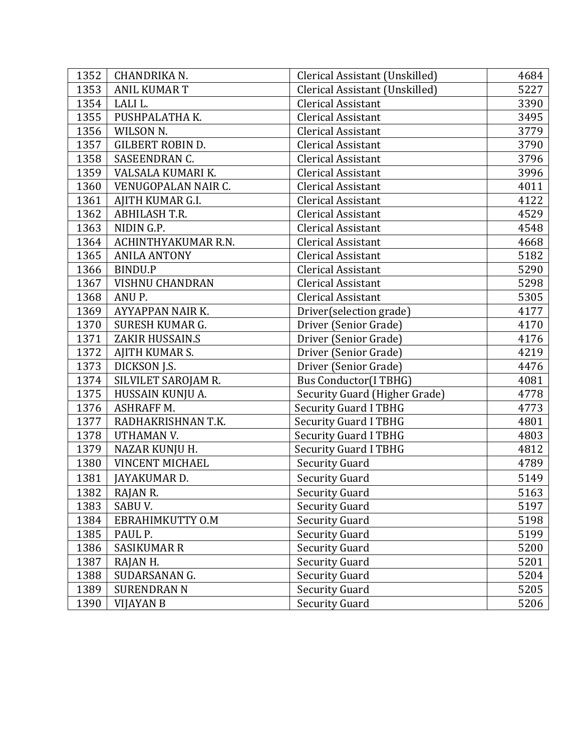| 1352 | CHANDRIKA N. | Clerical Assistant (Unskilled) | 4684 |
|---|---|---|---|
| 1353 | ANIL KUMAR T | Clerical Assistant (Unskilled) | 5227 |
| 1354 | LALI L. | Clerical Assistant | 3390 |
| 1355 | PUSHPALATHA K. | Clerical Assistant | 3495 |
| 1356 | WILSON N. | Clerical Assistant | 3779 |
| 1357 | GILBERT ROBIN D. | Clerical Assistant | 3790 |
| 1358 | SASEENDRAN C. | Clerical Assistant | 3796 |
| 1359 | VALSALA KUMARI K. | Clerical Assistant | 3996 |
| 1360 | VENUGOPALAN NAIR C. | Clerical Assistant | 4011 |
| 1361 | AJITH KUMAR G.I. | Clerical Assistant | 4122 |
| 1362 | ABHILASH T.R. | Clerical Assistant | 4529 |
| 1363 | NIDIN G.P. | Clerical Assistant | 4548 |
| 1364 | ACHINTHYAKUMAR R.N. | Clerical Assistant | 4668 |
| 1365 | ANILA ANTONY | Clerical Assistant | 5182 |
| 1366 | BINDU.P | Clerical Assistant | 5290 |
| 1367 | VISHNU CHANDRAN | Clerical Assistant | 5298 |
| 1368 | ANU P. | Clerical Assistant | 5305 |
| 1369 | AYYAPPAN NAIR K. | Driver(selection grade) | 4177 |
| 1370 | SURESH KUMAR G. | Driver (Senior Grade) | 4170 |
| 1371 | ZAKIR HUSSAIN.S | Driver (Senior Grade) | 4176 |
| 1372 | AJITH KUMAR S. | Driver (Senior Grade) | 4219 |
| 1373 | DICKSON J.S. | Driver (Senior Grade) | 4476 |
| 1374 | SILVILET SAROJAM R. | Bus Conductor(I TBHG) | 4081 |
| 1375 | HUSSAIN KUNJU A. | Security Guard (Higher Grade) | 4778 |
| 1376 | ASHRAFF M. | Security Guard I TBHG | 4773 |
| 1377 | RADHAKRISHNAN T.K. | Security Guard I TBHG | 4801 |
| 1378 | UTHAMAN V. | Security Guard I TBHG | 4803 |
| 1379 | NAZAR KUNJU H. | Security Guard I TBHG | 4812 |
| 1380 | VINCENT MICHAEL | Security Guard | 4789 |
| 1381 | JAYAKUMAR D. | Security Guard | 5149 |
| 1382 | RAJAN R. | Security Guard | 5163 |
| 1383 | SABU V. | Security Guard | 5197 |
| 1384 | EBRAHIMKUTTY O.M | Security Guard | 5198 |
| 1385 | PAUL P. | Security Guard | 5199 |
| 1386 | SASIKUMAR R | Security Guard | 5200 |
| 1387 | RAJAN H. | Security Guard | 5201 |
| 1388 | SUDARSANAN G. | Security Guard | 5204 |
| 1389 | SURENDRAN N | Security Guard | 5205 |
| 1390 | VIJAYAN B | Security Guard | 5206 |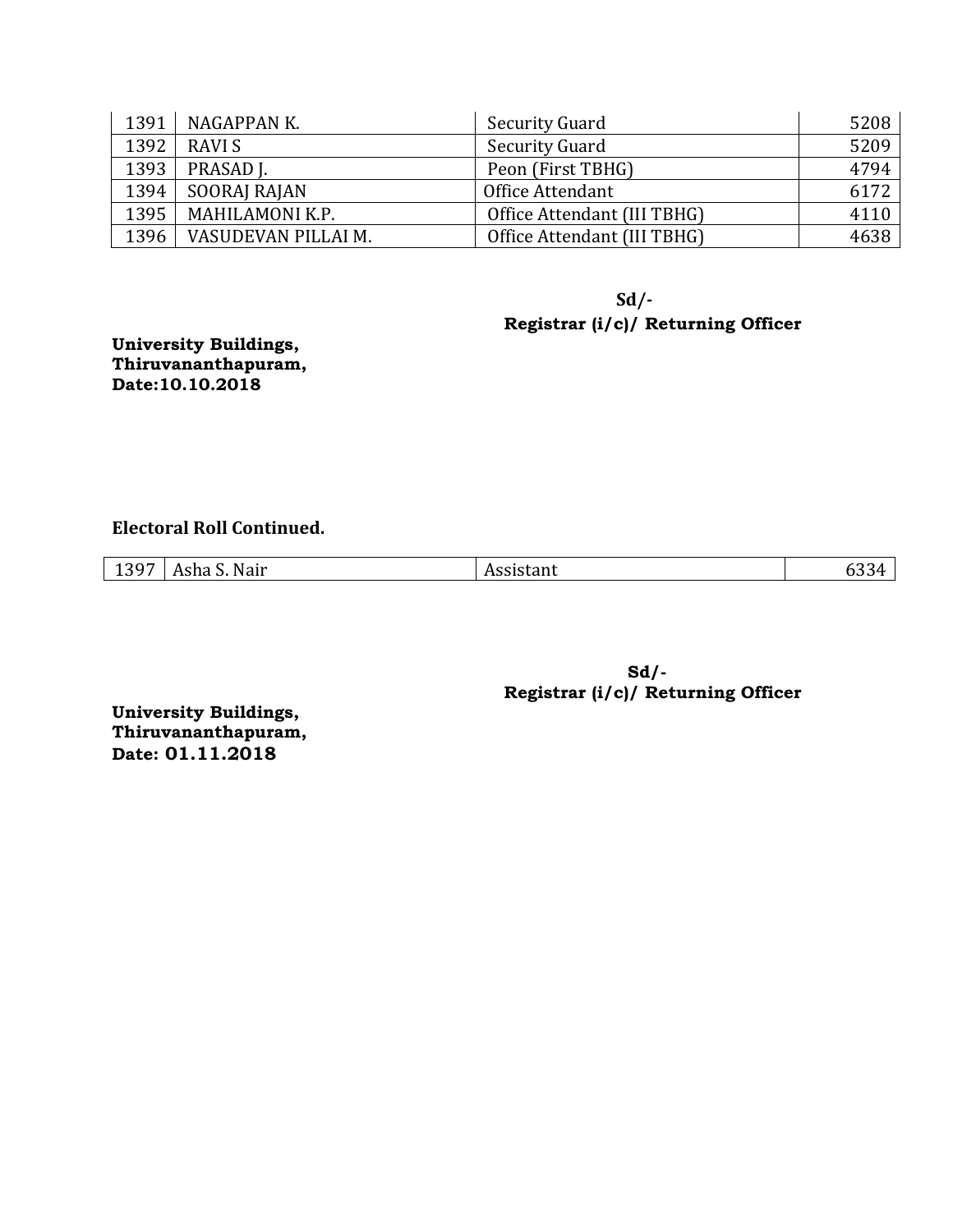| | | | |
|---|---|---|---|
| 1391 | NAGAPPAN K. | Security Guard | 5208 |
| 1392 | RAVI S | Security Guard | 5209 |
| 1393 | PRASAD J. | Peon (First TBHG) | 4794 |
| 1394 | SOORAJ RAJAN | Office Attendant | 6172 |
| 1395 | MAHILAMONI K.P. | Office Attendant (III TBHG) | 4110 |
| 1396 | VASUDEVAN PILLAI M. | Office Attendant (III TBHG) | 4638 |

**Sd/-**
**Registrar (i/c)/ Returning Officer**

**University Buildings,**
**Thiruvananthapuram,**
**Date:10.10.2018**

**Electoral Roll Continued.**

| | | | |
|---|---|---|---|
| 1397 | Asha S. Nair | Assistant | 6334 |

**Sd/-**
**Registrar (i/c)/ Returning Officer**

**University Buildings,**
**Thiruvananthapuram,**
**Date: 01.11.2018**